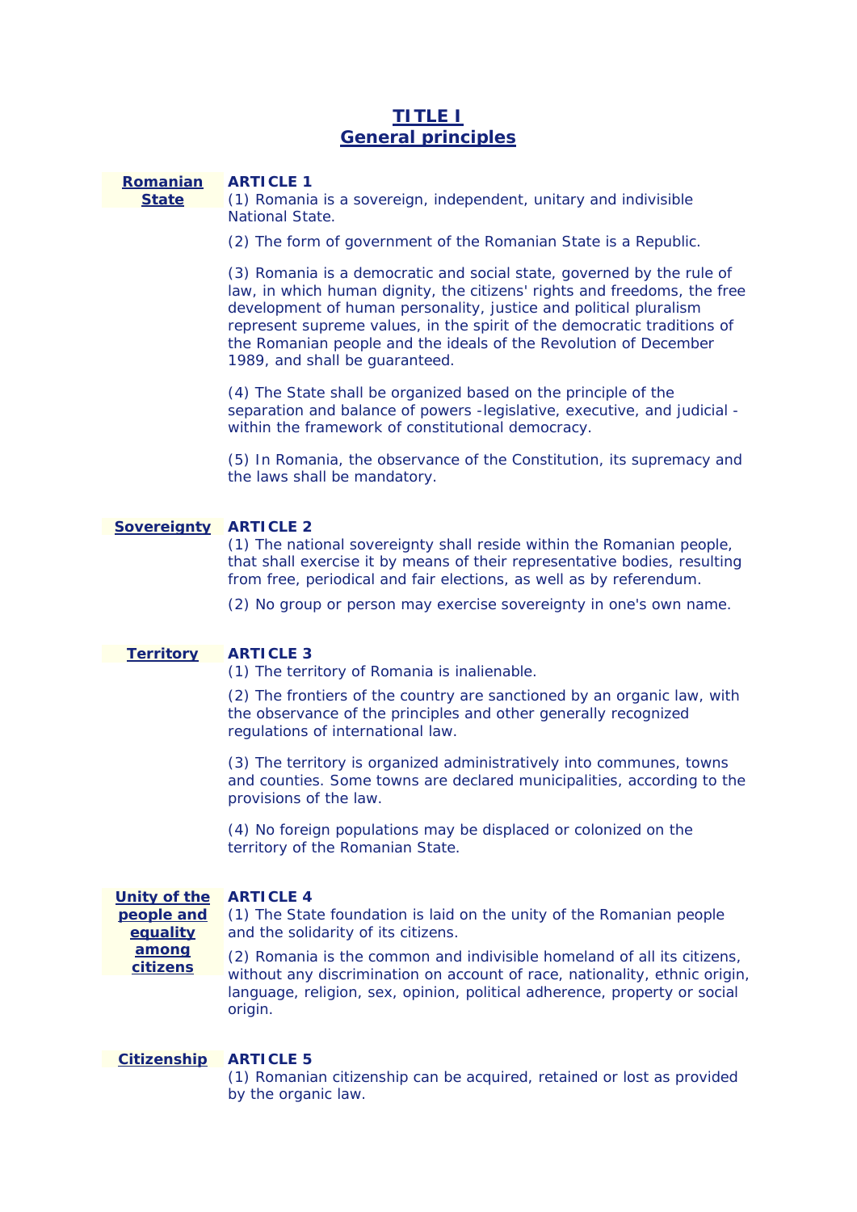# TITLE I
# General principles

**Romanian State**

### ARTICLE 1

(1) Romania is a sovereign, independent, unitary and indivisible National State.

(2) The form of government of the Romanian State is a Republic.

(3) Romania is a democratic and social state, governed by the rule of law, in which human dignity, the citizens' rights and freedoms, the free development of human personality, justice and political pluralism represent supreme values, in the spirit of the democratic traditions of the Romanian people and the ideals of the Revolution of December 1989, and shall be guaranteed.

(4) The State shall be organized based on the principle of the separation and balance of powers -legislative, executive, and judicial - within the framework of constitutional democracy.

(5) In Romania, the observance of the Constitution, its supremacy and the laws shall be mandatory.

**Sovereignty**

### ARTICLE 2

(1) The national sovereignty shall reside within the Romanian people, that shall exercise it by means of their representative bodies, resulting from free, periodical and fair elections, as well as by referendum.

(2) No group or person may exercise sovereignty in one's own name.

**Territory**

### ARTICLE 3

(1) The territory of Romania is inalienable.

(2) The frontiers of the country are sanctioned by an organic law, with the observance of the principles and other generally recognized regulations of international law.

(3) The territory is organized administratively into communes, towns and counties. Some towns are declared municipalities, according to the provisions of the law.

(4) No foreign populations may be displaced or colonized on the territory of the Romanian State.

**Unity of the people and equality among citizens**

### ARTICLE 4

(1) The State foundation is laid on the unity of the Romanian people and the solidarity of its citizens.

(2) Romania is the common and indivisible homeland of all its citizens, without any discrimination on account of race, nationality, ethnic origin, language, religion, sex, opinion, political adherence, property or social origin.

**Citizenship**

### ARTICLE 5

(1) Romanian citizenship can be acquired, retained or lost as provided by the organic law.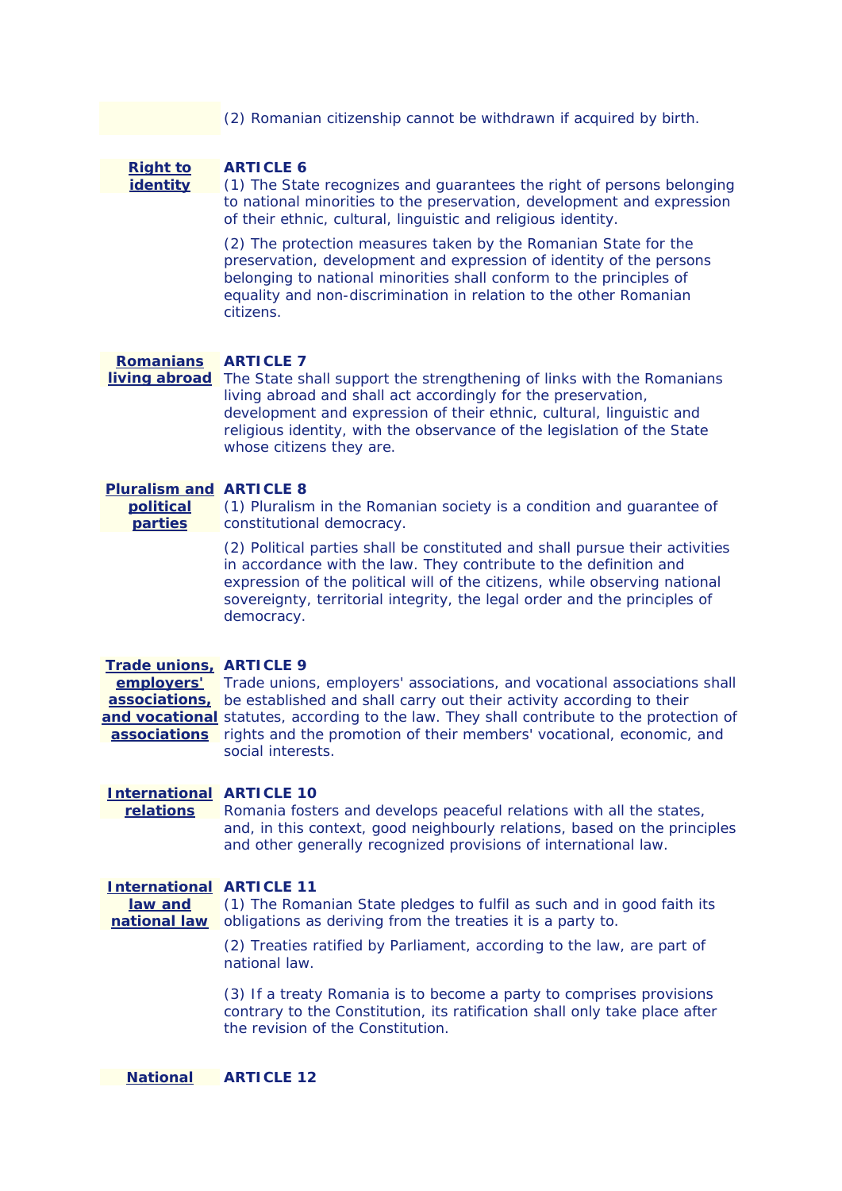(2) Romanian citizenship cannot be withdrawn if acquired by birth.

**Right to identity**

**ARTICLE 6**

(1) The State recognizes and guarantees the right of persons belonging to national minorities to the preservation, development and expression of their ethnic, cultural, linguistic and religious identity.

(2) The protection measures taken by the Romanian State for the preservation, development and expression of identity of the persons belonging to national minorities shall conform to the principles of equality and non-discrimination in relation to the other Romanian citizens.

**Romanians living abroad**

**ARTICLE 7**

The State shall support the strengthening of links with the Romanians living abroad and shall act accordingly for the preservation, development and expression of their ethnic, cultural, linguistic and religious identity, with the observance of the legislation of the State whose citizens they are.

**Pluralism and political parties**

**ARTICLE 8**

(1) Pluralism in the Romanian society is a condition and guarantee of constitutional democracy.

(2) Political parties shall be constituted and shall pursue their activities in accordance with the law. They contribute to the definition and expression of the political will of the citizens, while observing national sovereignty, territorial integrity, the legal order and the principles of democracy.

**Trade unions, employers' associations, and vocational associations**

**ARTICLE 9**

Trade unions, employers' associations, and vocational associations shall be established and shall carry out their activity according to their statutes, according to the law. They shall contribute to the protection of rights and the promotion of their members' vocational, economic, and social interests.

**International relations**

**ARTICLE 10**

Romania fosters and develops peaceful relations with all the states, and, in this context, good neighbourly relations, based on the principles and other generally recognized provisions of international law.

**International law and national law**

**ARTICLE 11**

(1) The Romanian State pledges to fulfil as such and in good faith its obligations as deriving from the treaties it is a party to.

(2) Treaties ratified by Parliament, according to the law, are part of national law.

(3) If a treaty Romania is to become a party to comprises provisions contrary to the Constitution, its ratification shall only take place after the revision of the Constitution.

**National**

**ARTICLE 12**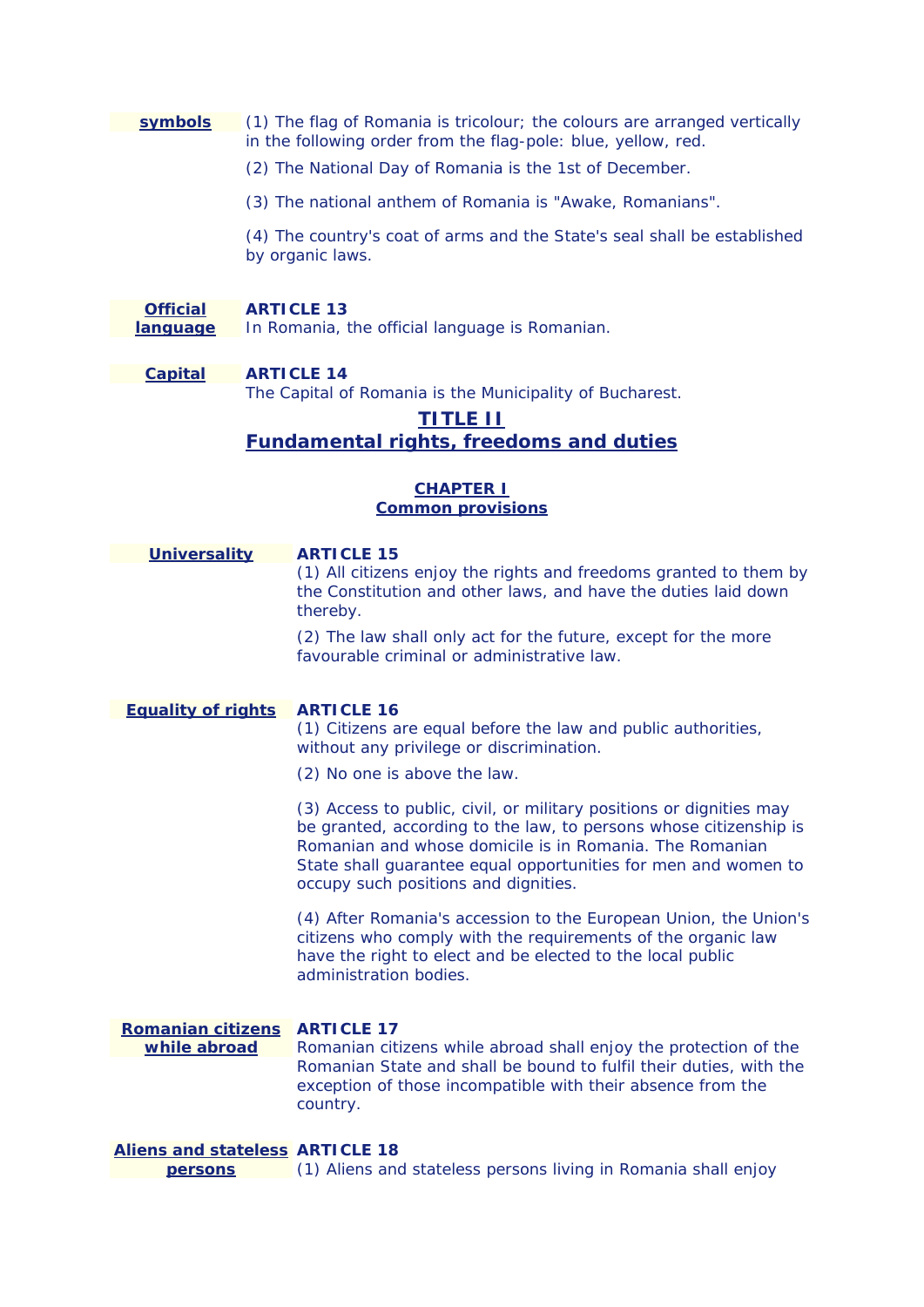**symbols**

(1) The flag of Romania is tricolour; the colours are arranged vertically in the following order from the flag-pole: blue, yellow, red.

(2) The National Day of Romania is the 1st of December.

(3) The national anthem of Romania is "Awake, Romanians".

(4) The country's coat of arms and the State's seal shall be established by organic laws.

**Official language**

**ARTICLE 13**

In Romania, the official language is Romanian.

**Capital**

**ARTICLE 14**

The Capital of Romania is the Municipality of Bucharest.

# TITLE II
# Fundamental rights, freedoms and duties

## CHAPTER I
## Common provisions

**Universality**

**ARTICLE 15**

(1) All citizens enjoy the rights and freedoms granted to them by the Constitution and other laws, and have the duties laid down thereby.

(2) The law shall only act for the future, except for the more favourable criminal or administrative law.

**Equality of rights**

**ARTICLE 16**

(1) Citizens are equal before the law and public authorities, without any privilege or discrimination.

(2) No one is above the law.

(3) Access to public, civil, or military positions or dignities may be granted, according to the law, to persons whose citizenship is Romanian and whose domicile is in Romania. The Romanian State shall guarantee equal opportunities for men and women to occupy such positions and dignities.

(4) After Romania's accession to the European Union, the Union's citizens who comply with the requirements of the organic law have the right to elect and be elected to the local public administration bodies.

**Romanian citizens while abroad**

**ARTICLE 17**

Romanian citizens while abroad shall enjoy the protection of the Romanian State and shall be bound to fulfil their duties, with the exception of those incompatible with their absence from the country.

**Aliens and stateless persons**

**ARTICLE 18**

(1) Aliens and stateless persons living in Romania shall enjoy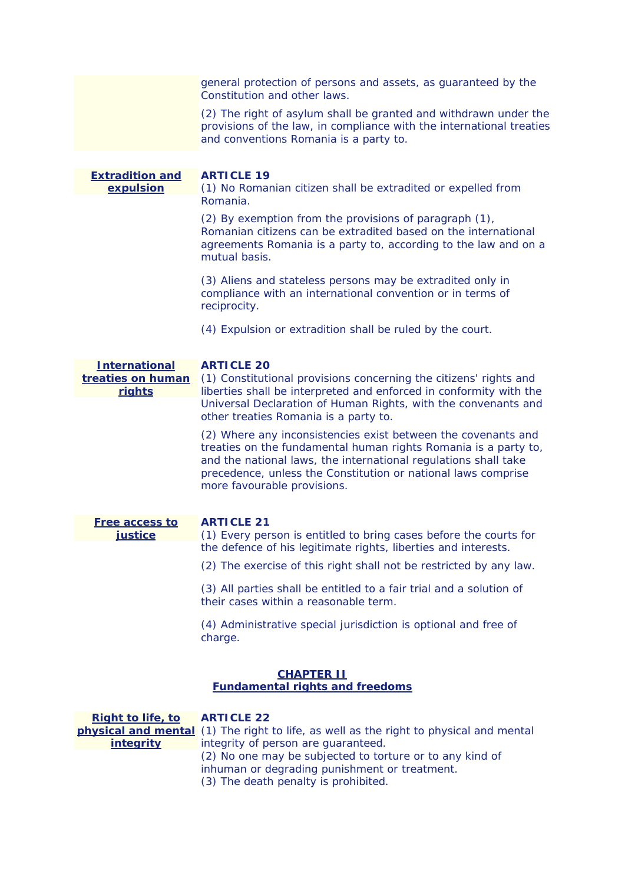general protection of persons and assets, as guaranteed by the Constitution and other laws.

(2) The right of asylum shall be granted and withdrawn under the provisions of the law, in compliance with the international treaties and conventions Romania is a party to.

**Extradition and expulsion**

**ARTICLE 19**

(1) No Romanian citizen shall be extradited or expelled from Romania.

(2) By exemption from the provisions of paragraph (1), Romanian citizens can be extradited based on the international agreements Romania is a party to, according to the law and on a mutual basis.

(3) Aliens and stateless persons may be extradited only in compliance with an international convention or in terms of reciprocity.

(4) Expulsion or extradition shall be ruled by the court.

**International treaties on human rights**

**ARTICLE 20**

(1) Constitutional provisions concerning the citizens' rights and liberties shall be interpreted and enforced in conformity with the Universal Declaration of Human Rights, with the convenants and other treaties Romania is a party to.

(2) Where any inconsistencies exist between the covenants and treaties on the fundamental human rights Romania is a party to, and the national laws, the international regulations shall take precedence, unless the Constitution or national laws comprise more favourable provisions.

**Free access to justice**

**ARTICLE 21**

(1) Every person is entitled to bring cases before the courts for the defence of his legitimate rights, liberties and interests.

(2) The exercise of this right shall not be restricted by any law.

(3) All parties shall be entitled to a fair trial and a solution of their cases within a reasonable term.

(4) Administrative special jurisdiction is optional and free of charge.

## CHAPTER II
## Fundamental rights and freedoms

**Right to life, to physical and mental integrity**

**ARTICLE 22**

(1) The right to life, as well as the right to physical and mental integrity of person are guaranteed.
(2) No one may be subjected to torture or to any kind of inhuman or degrading punishment or treatment.
(3) The death penalty is prohibited.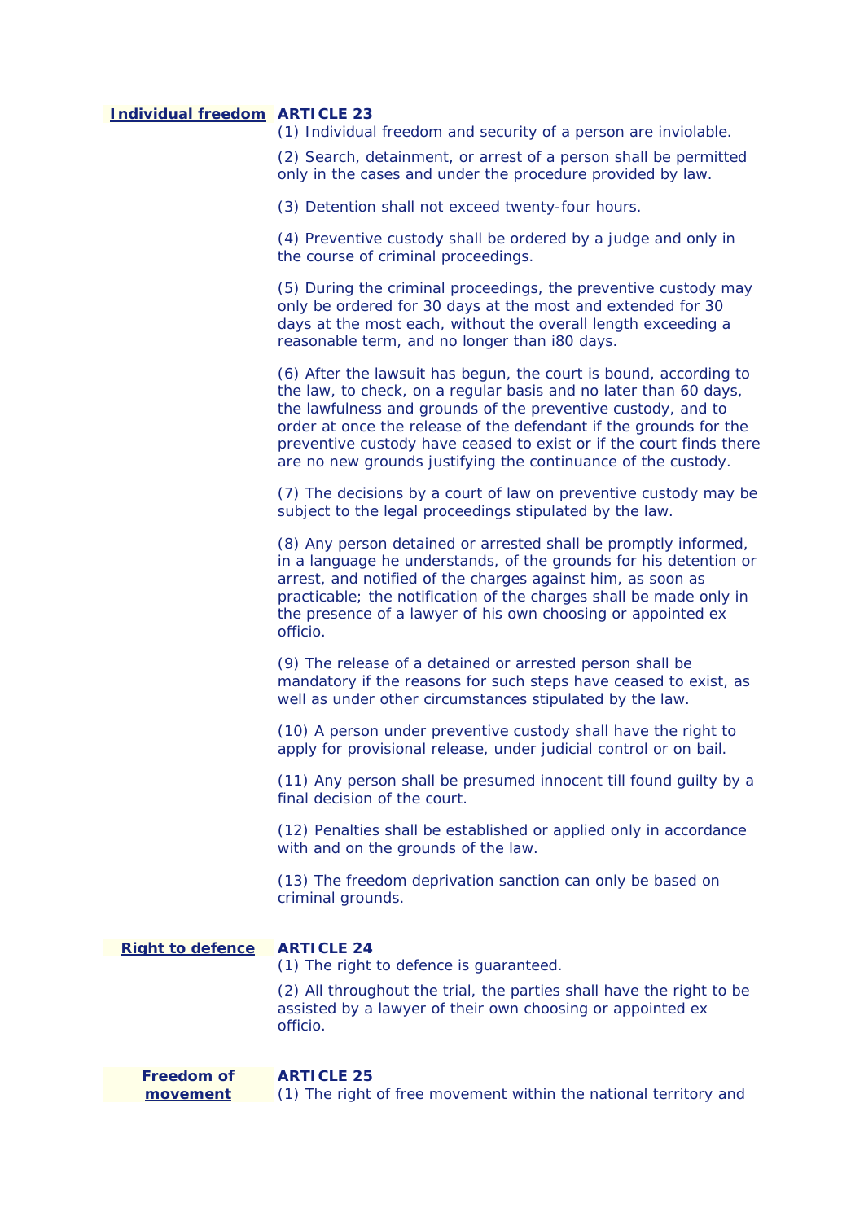**Individual freedom**

**ARTICLE 23**

(1) Individual freedom and security of a person are inviolable.

(2) Search, detainment, or arrest of a person shall be permitted only in the cases and under the procedure provided by law.

(3) Detention shall not exceed twenty-four hours.

(4) Preventive custody shall be ordered by a judge and only in the course of criminal proceedings.

(5) During the criminal proceedings, the preventive custody may only be ordered for 30 days at the most and extended for 30 days at the most each, without the overall length exceeding a reasonable term, and no longer than i80 days.

(6) After the lawsuit has begun, the court is bound, according to the law, to check, on a regular basis and no later than 60 days, the lawfulness and grounds of the preventive custody, and to order at once the release of the defendant if the grounds for the preventive custody have ceased to exist or if the court finds there are no new grounds justifying the continuance of the custody.

(7) The decisions by a court of law on preventive custody may be subject to the legal proceedings stipulated by the law.

(8) Any person detained or arrested shall be promptly informed, in a language he understands, of the grounds for his detention or arrest, and notified of the charges against him, as soon as practicable; the notification of the charges shall be made only in the presence of a lawyer of his own choosing or appointed ex officio.

(9) The release of a detained or arrested person shall be mandatory if the reasons for such steps have ceased to exist, as well as under other circumstances stipulated by the law.

(10) A person under preventive custody shall have the right to apply for provisional release, under judicial control or on bail.

(11) Any person shall be presumed innocent till found guilty by a final decision of the court.

(12) Penalties shall be established or applied only in accordance with and on the grounds of the law.

(13) The freedom deprivation sanction can only be based on criminal grounds.

**Right to defence**

**ARTICLE 24**

(1) The right to defence is guaranteed.

(2) All throughout the trial, the parties shall have the right to be assisted by a lawyer of their own choosing or appointed ex officio.

**Freedom of movement**

**ARTICLE 25**

(1) The right of free movement within the national territory and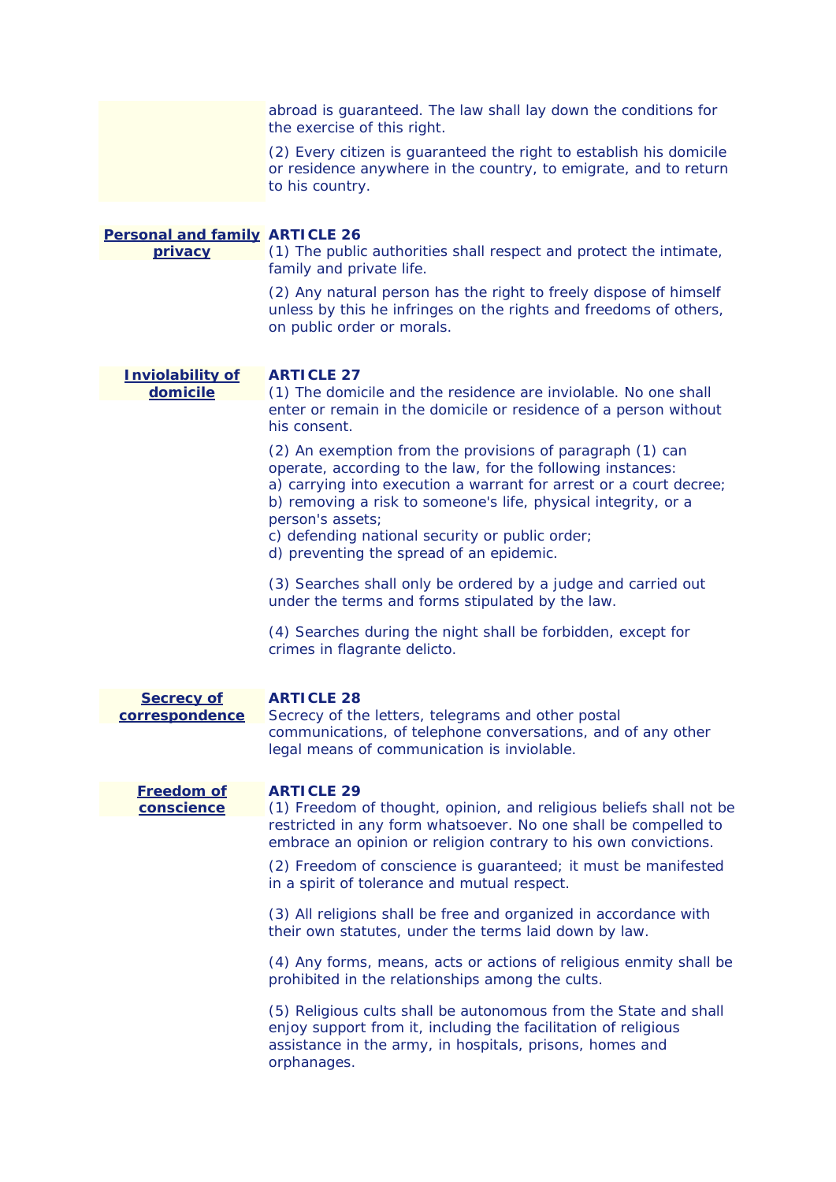abroad is guaranteed. The law shall lay down the conditions for the exercise of this right.

(2) Every citizen is guaranteed the right to establish his domicile or residence anywhere in the country, to emigrate, and to return to his country.

**Personal and family privacy**

### ARTICLE 26

(1) The public authorities shall respect and protect the intimate, family and private life.

(2) Any natural person has the right to freely dispose of himself unless by this he infringes on the rights and freedoms of others, on public order or morals.

**Inviolability of domicile**

### ARTICLE 27

(1) The domicile and the residence are inviolable. No one shall enter or remain in the domicile or residence of a person without his consent.

(2) An exemption from the provisions of paragraph (1) can operate, according to the law, for the following instances:
a) carrying into execution a warrant for arrest or a court decree;
b) removing a risk to someone's life, physical integrity, or a person's assets;
c) defending national security or public order;
d) preventing the spread of an epidemic.

(3) Searches shall only be ordered by a judge and carried out under the terms and forms stipulated by the law.

(4) Searches during the night shall be forbidden, except for crimes in flagrante delicto.

**Secrecy of correspondence**

### ARTICLE 28

Secrecy of the letters, telegrams and other postal communications, of telephone conversations, and of any other legal means of communication is inviolable.

**Freedom of conscience**

### ARTICLE 29

(1) Freedom of thought, opinion, and religious beliefs shall not be restricted in any form whatsoever. No one shall be compelled to embrace an opinion or religion contrary to his own convictions.

(2) Freedom of conscience is guaranteed; it must be manifested in a spirit of tolerance and mutual respect.

(3) All religions shall be free and organized in accordance with their own statutes, under the terms laid down by law.

(4) Any forms, means, acts or actions of religious enmity shall be prohibited in the relationships among the cults.

(5) Religious cults shall be autonomous from the State and shall enjoy support from it, including the facilitation of religious assistance in the army, in hospitals, prisons, homes and orphanages.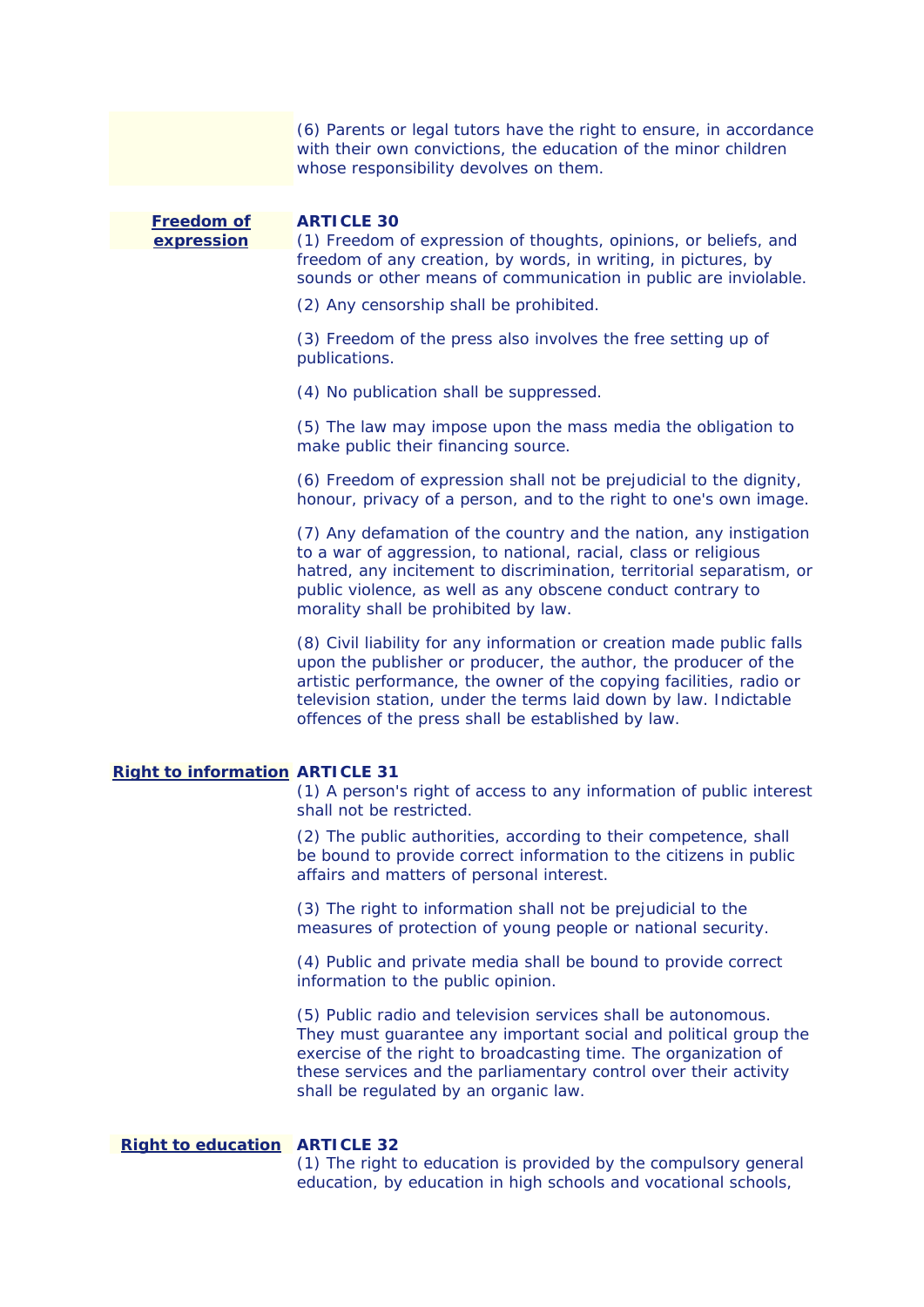(6) Parents or legal tutors have the right to ensure, in accordance with their own convictions, the education of the minor children whose responsibility devolves on them.

**Freedom of expression**

**ARTICLE 30**

(1) Freedom of expression of thoughts, opinions, or beliefs, and freedom of any creation, by words, in writing, in pictures, by sounds or other means of communication in public are inviolable.

(2) Any censorship shall be prohibited.

(3) Freedom of the press also involves the free setting up of publications.

(4) No publication shall be suppressed.

(5) The law may impose upon the mass media the obligation to make public their financing source.

(6) Freedom of expression shall not be prejudicial to the dignity, honour, privacy of a person, and to the right to one's own image.

(7) Any defamation of the country and the nation, any instigation to a war of aggression, to national, racial, class or religious hatred, any incitement to discrimination, territorial separatism, or public violence, as well as any obscene conduct contrary to morality shall be prohibited by law.

(8) Civil liability for any information or creation made public falls upon the publisher or producer, the author, the producer of the artistic performance, the owner of the copying facilities, radio or television station, under the terms laid down by law. Indictable offences of the press shall be established by law.

**Right to information**

**ARTICLE 31**

(1) A person's right of access to any information of public interest shall not be restricted.

(2) The public authorities, according to their competence, shall be bound to provide correct information to the citizens in public affairs and matters of personal interest.

(3) The right to information shall not be prejudicial to the measures of protection of young people or national security.

(4) Public and private media shall be bound to provide correct information to the public opinion.

(5) Public radio and television services shall be autonomous. They must guarantee any important social and political group the exercise of the right to broadcasting time. The organization of these services and the parliamentary control over their activity shall be regulated by an organic law.

**Right to education**

**ARTICLE 32**

(1) The right to education is provided by the compulsory general education, by education in high schools and vocational schools,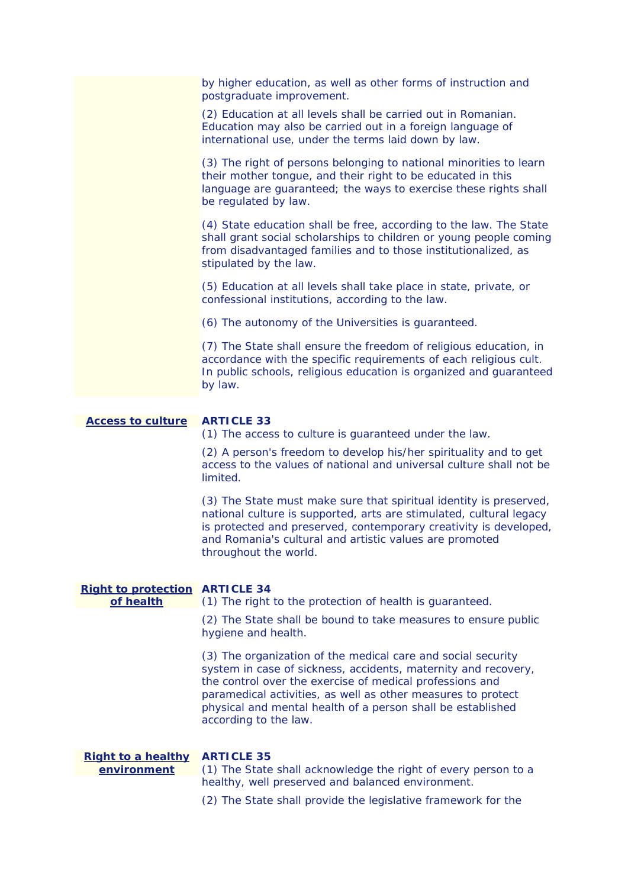by higher education, as well as other forms of instruction and postgraduate improvement.

(2) Education at all levels shall be carried out in Romanian. Education may also be carried out in a foreign language of international use, under the terms laid down by law.

(3) The right of persons belonging to national minorities to learn their mother tongue, and their right to be educated in this language are guaranteed; the ways to exercise these rights shall be regulated by law.

(4) State education shall be free, according to the law. The State shall grant social scholarships to children or young people coming from disadvantaged families and to those institutionalized, as stipulated by the law.

(5) Education at all levels shall take place in state, private, or confessional institutions, according to the law.

(6) The autonomy of the Universities is guaranteed.

(7) The State shall ensure the freedom of religious education, in accordance with the specific requirements of each religious cult. In public schools, religious education is organized and guaranteed by law.

**Access to culture**

**ARTICLE 33**

(1) The access to culture is guaranteed under the law.

(2) A person's freedom to develop his/her spirituality and to get access to the values of national and universal culture shall not be limited.

(3) The State must make sure that spiritual identity is preserved, national culture is supported, arts are stimulated, cultural legacy is protected and preserved, contemporary creativity is developed, and Romania's cultural and artistic values are promoted throughout the world.

**Right to protection of health**

**ARTICLE 34**

(1) The right to the protection of health is guaranteed.

(2) The State shall be bound to take measures to ensure public hygiene and health.

(3) The organization of the medical care and social security system in case of sickness, accidents, maternity and recovery, the control over the exercise of medical professions and paramedical activities, as well as other measures to protect physical and mental health of a person shall be established according to the law.

**Right to a healthy environment**

**ARTICLE 35**

(1) The State shall acknowledge the right of every person to a healthy, well preserved and balanced environment.

(2) The State shall provide the legislative framework for the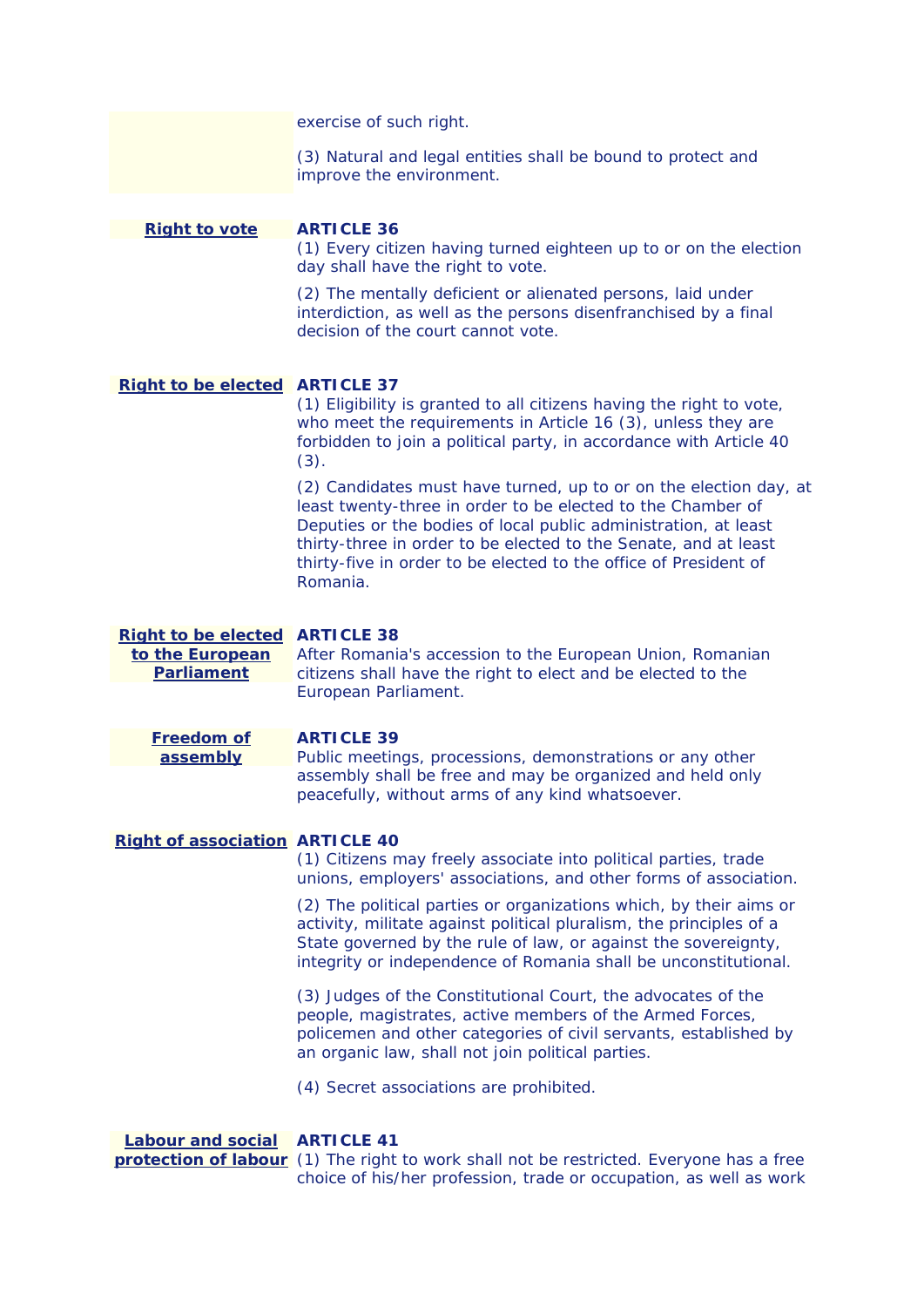exercise of such right.

(3) Natural and legal entities shall be bound to protect and improve the environment.

**Right to vote**

**ARTICLE 36**

(1) Every citizen having turned eighteen up to or on the election day shall have the right to vote.

(2) The mentally deficient or alienated persons, laid under interdiction, as well as the persons disenfranchised by a final decision of the court cannot vote.

**Right to be elected**

**ARTICLE 37**

(1) Eligibility is granted to all citizens having the right to vote, who meet the requirements in Article 16 (3), unless they are forbidden to join a political party, in accordance with Article 40 (3).

(2) Candidates must have turned, up to or on the election day, at least twenty-three in order to be elected to the Chamber of Deputies or the bodies of local public administration, at least thirty-three in order to be elected to the Senate, and at least thirty-five in order to be elected to the office of President of Romania.

**Right to be elected to the European Parliament**

**ARTICLE 38**

After Romania's accession to the European Union, Romanian citizens shall have the right to elect and be elected to the European Parliament.

**Freedom of assembly**

**ARTICLE 39**

Public meetings, processions, demonstrations or any other assembly shall be free and may be organized and held only peacefully, without arms of any kind whatsoever.

**Right of association**

**ARTICLE 40**

(1) Citizens may freely associate into political parties, trade unions, employers' associations, and other forms of association.

(2) The political parties or organizations which, by their aims or activity, militate against political pluralism, the principles of a State governed by the rule of law, or against the sovereignty, integrity or independence of Romania shall be unconstitutional.

(3) Judges of the Constitutional Court, the advocates of the people, magistrates, active members of the Armed Forces, policemen and other categories of civil servants, established by an organic law, shall not join political parties.

(4) Secret associations are prohibited.

**Labour and social protection of labour**

**ARTICLE 41**

(1) The right to work shall not be restricted. Everyone has a free choice of his/her profession, trade or occupation, as well as work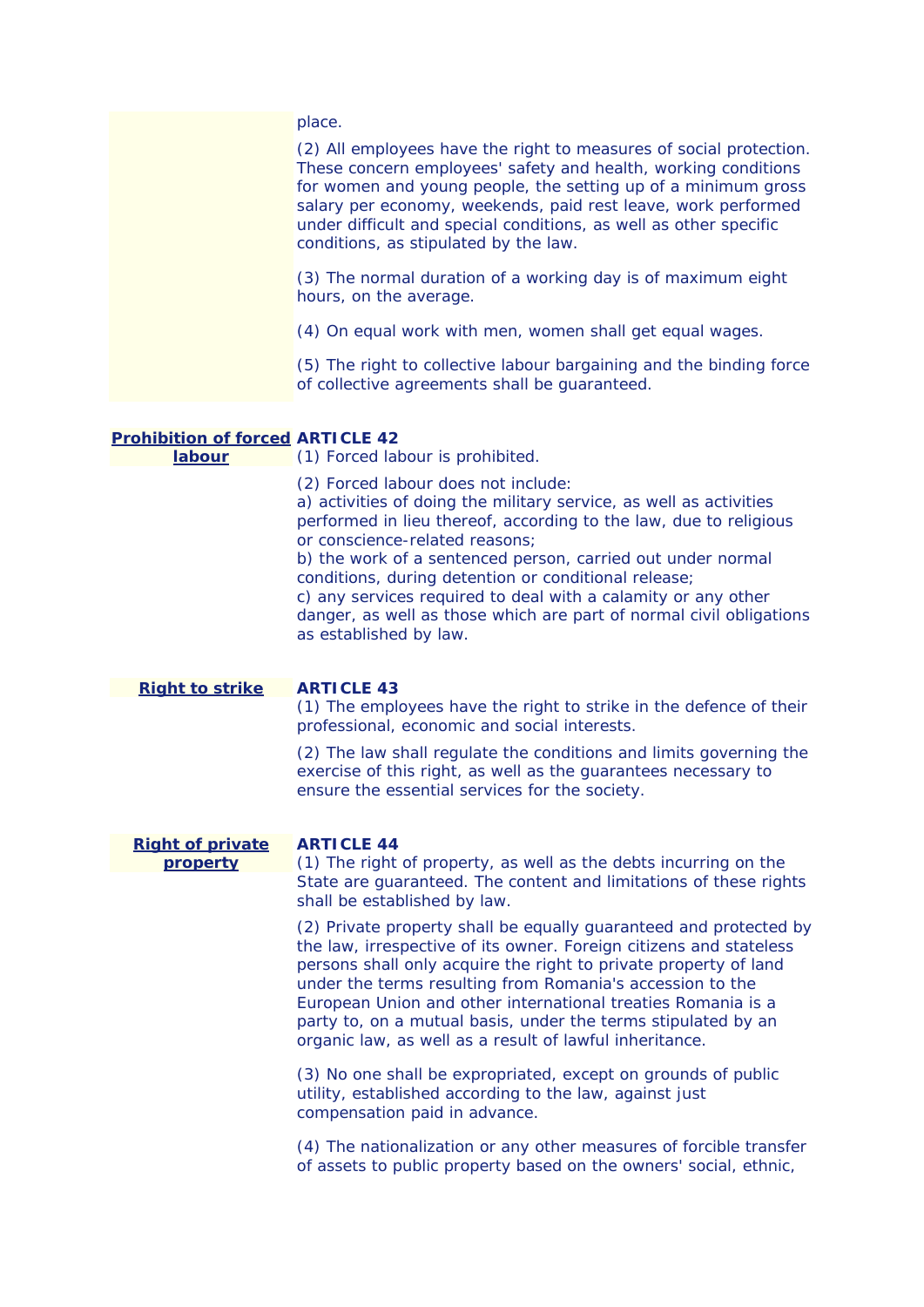place.

(2) All employees have the right to measures of social protection. These concern employees' safety and health, working conditions for women and young people, the setting up of a minimum gross salary per economy, weekends, paid rest leave, work performed under difficult and special conditions, as well as other specific conditions, as stipulated by the law.

(3) The normal duration of a working day is of maximum eight hours, on the average.

(4) On equal work with men, women shall get equal wages.

(5) The right to collective labour bargaining and the binding force of collective agreements shall be guaranteed.

**Prohibition of forced labour**

**ARTICLE 42**

(1) Forced labour is prohibited.

(2) Forced labour does not include:
a) activities of doing the military service, as well as activities performed in lieu thereof, according to the law, due to religious or conscience-related reasons;
b) the work of a sentenced person, carried out under normal conditions, during detention or conditional release;
c) any services required to deal with a calamity or any other danger, as well as those which are part of normal civil obligations as established by law.

**Right to strike**

**ARTICLE 43**

(1) The employees have the right to strike in the defence of their professional, economic and social interests.

(2) The law shall regulate the conditions and limits governing the exercise of this right, as well as the guarantees necessary to ensure the essential services for the society.

**Right of private property**

**ARTICLE 44**

(1) The right of property, as well as the debts incurring on the State are guaranteed. The content and limitations of these rights shall be established by law.

(2) Private property shall be equally guaranteed and protected by the law, irrespective of its owner. Foreign citizens and stateless persons shall only acquire the right to private property of land under the terms resulting from Romania's accession to the European Union and other international treaties Romania is a party to, on a mutual basis, under the terms stipulated by an organic law, as well as a result of lawful inheritance.

(3) No one shall be expropriated, except on grounds of public utility, established according to the law, against just compensation paid in advance.

(4) The nationalization or any other measures of forcible transfer of assets to public property based on the owners' social, ethnic,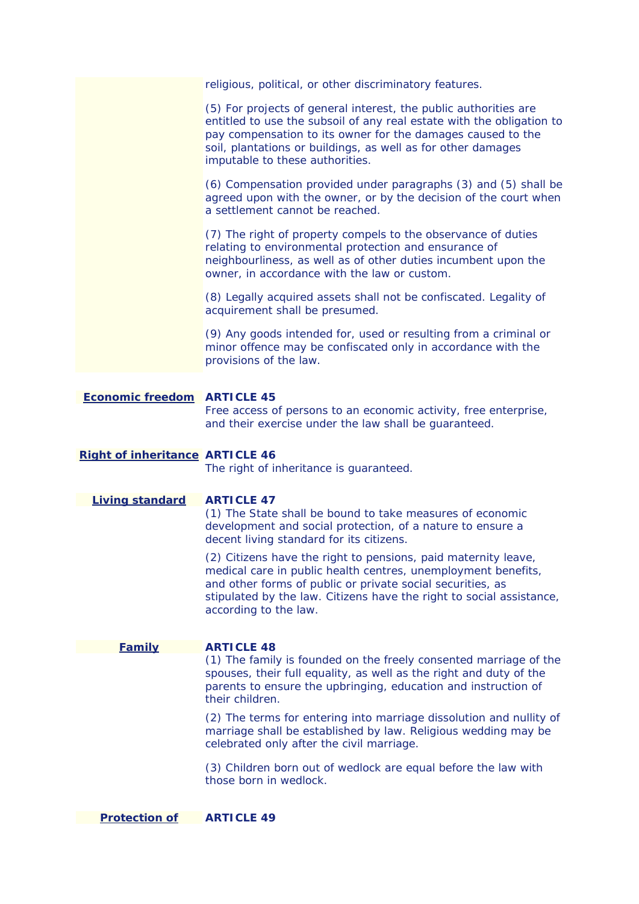religious, political, or other discriminatory features.

(5) For projects of general interest, the public authorities are entitled to use the subsoil of any real estate with the obligation to pay compensation to its owner for the damages caused to the soil, plantations or buildings, as well as for other damages imputable to these authorities.

(6) Compensation provided under paragraphs (3) and (5) shall be agreed upon with the owner, or by the decision of the court when a settlement cannot be reached.

(7) The right of property compels to the observance of duties relating to environmental protection and ensurance of neighbourliness, as well as of other duties incumbent upon the owner, in accordance with the law or custom.

(8) Legally acquired assets shall not be confiscated. Legality of acquirement shall be presumed.

(9) Any goods intended for, used or resulting from a criminal or minor offence may be confiscated only in accordance with the provisions of the law.

**Economic freedom**

**ARTICLE 45**

Free access of persons to an economic activity, free enterprise, and their exercise under the law shall be guaranteed.

**Right of inheritance**

**ARTICLE 46**

The right of inheritance is guaranteed.

**Living standard**

**ARTICLE 47**

(1) The State shall be bound to take measures of economic development and social protection, of a nature to ensure a decent living standard for its citizens.

(2) Citizens have the right to pensions, paid maternity leave, medical care in public health centres, unemployment benefits, and other forms of public or private social securities, as stipulated by the law. Citizens have the right to social assistance, according to the law.

**Family**

**ARTICLE 48**

(1) The family is founded on the freely consented marriage of the spouses, their full equality, as well as the right and duty of the parents to ensure the upbringing, education and instruction of their children.

(2) The terms for entering into marriage dissolution and nullity of marriage shall be established by law. Religious wedding may be celebrated only after the civil marriage.

(3) Children born out of wedlock are equal before the law with those born in wedlock.

**Protection of**

**ARTICLE 49**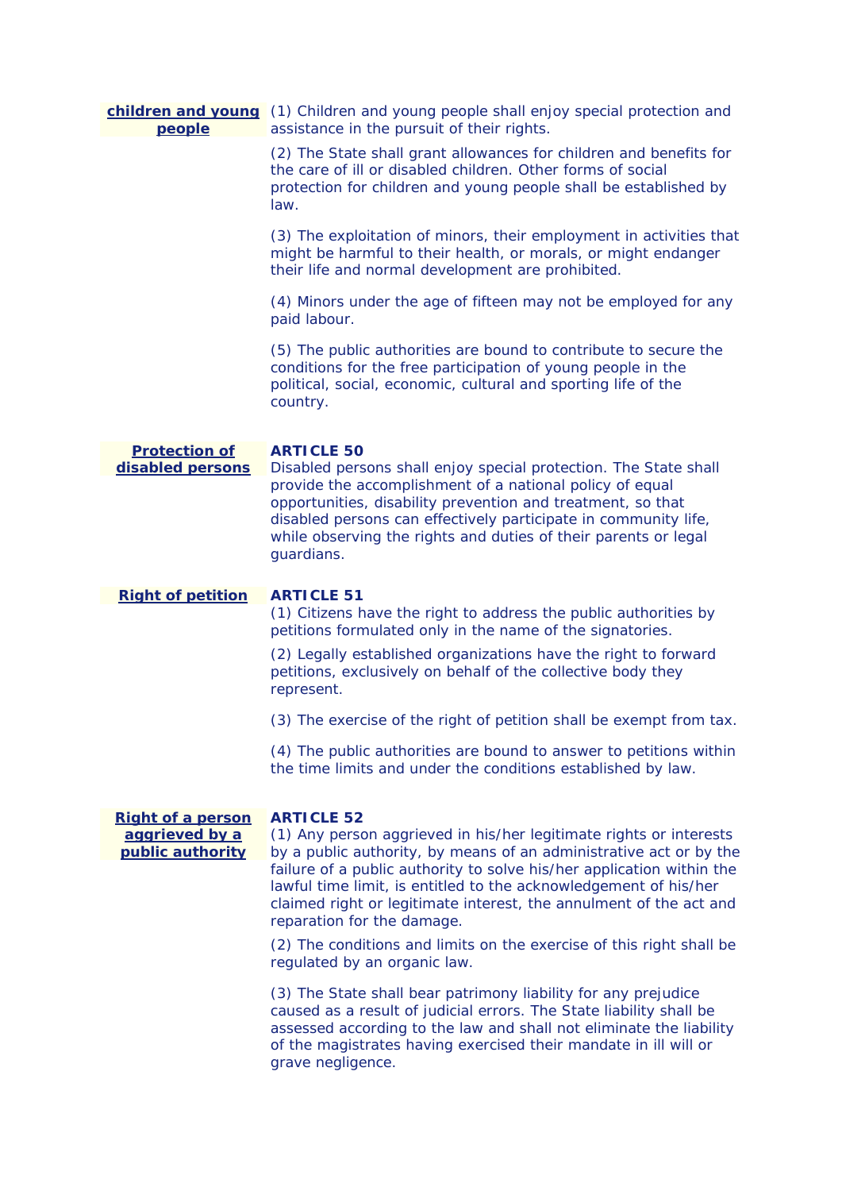**children and young people**

(1) Children and young people shall enjoy special protection and assistance in the pursuit of their rights.

(2) The State shall grant allowances for children and benefits for the care of ill or disabled children. Other forms of social protection for children and young people shall be established by law.

(3) The exploitation of minors, their employment in activities that might be harmful to their health, or morals, or might endanger their life and normal development are prohibited.

(4) Minors under the age of fifteen may not be employed for any paid labour.

(5) The public authorities are bound to contribute to secure the conditions for the free participation of young people in the political, social, economic, cultural and sporting life of the country.

**Protection of disabled persons**

**ARTICLE 50**

Disabled persons shall enjoy special protection. The State shall provide the accomplishment of a national policy of equal opportunities, disability prevention and treatment, so that disabled persons can effectively participate in community life, while observing the rights and duties of their parents or legal guardians.

**Right of petition**

**ARTICLE 51**

(1) Citizens have the right to address the public authorities by petitions formulated only in the name of the signatories.

(2) Legally established organizations have the right to forward petitions, exclusively on behalf of the collective body they represent.

(3) The exercise of the right of petition shall be exempt from tax.

(4) The public authorities are bound to answer to petitions within the time limits and under the conditions established by law.

**Right of a person aggrieved by a public authority**

**ARTICLE 52**

(1) Any person aggrieved in his/her legitimate rights or interests by a public authority, by means of an administrative act or by the failure of a public authority to solve his/her application within the lawful time limit, is entitled to the acknowledgement of his/her claimed right or legitimate interest, the annulment of the act and reparation for the damage.

(2) The conditions and limits on the exercise of this right shall be regulated by an organic law.

(3) The State shall bear patrimony liability for any prejudice caused as a result of judicial errors. The State liability shall be assessed according to the law and shall not eliminate the liability of the magistrates having exercised their mandate in ill will or grave negligence.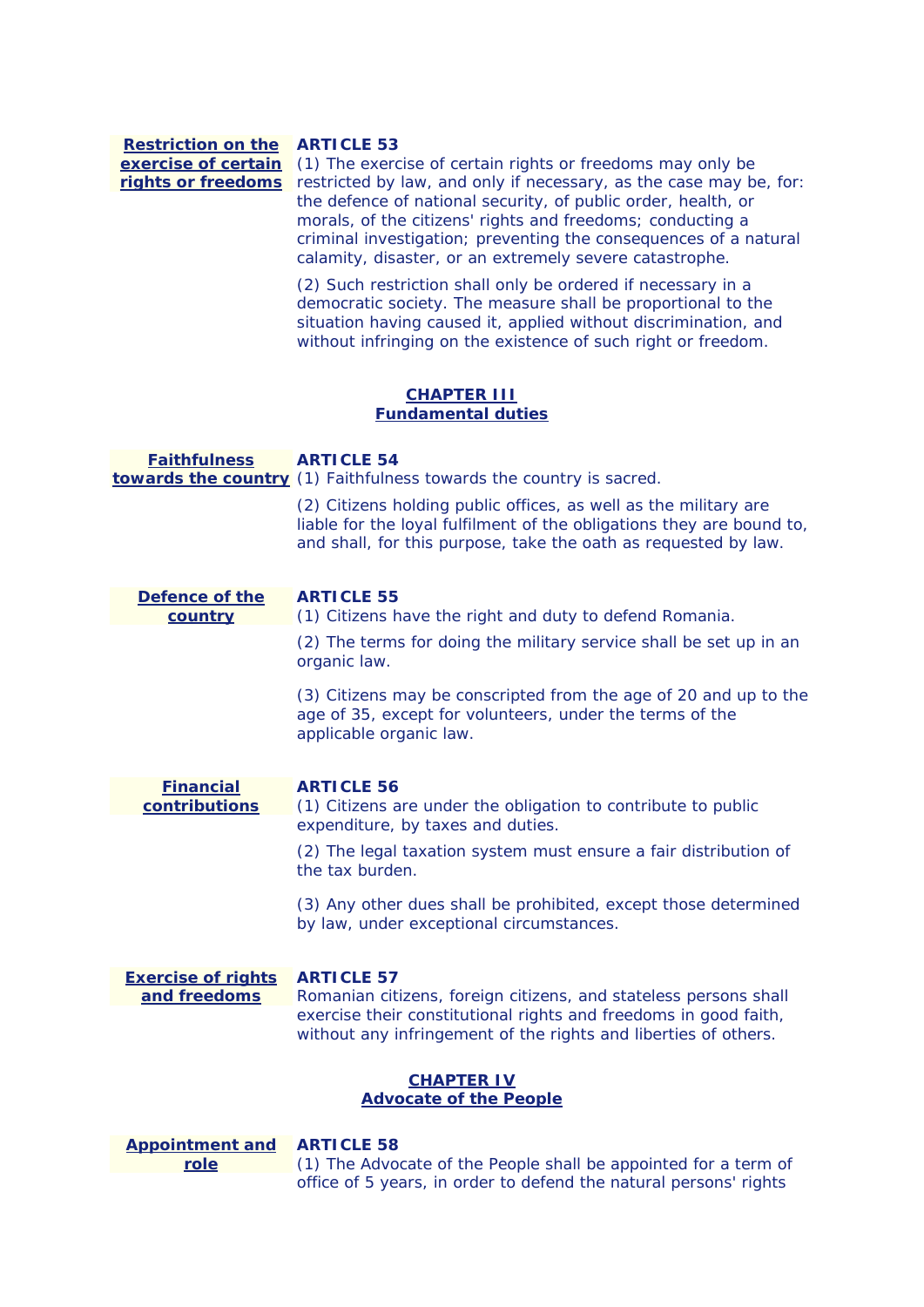**Restriction on the exercise of certain rights or freedoms**

**ARTICLE 53**

(1) The exercise of certain rights or freedoms may only be restricted by law, and only if necessary, as the case may be, for: the defence of national security, of public order, health, or morals, of the citizens' rights and freedoms; conducting a criminal investigation; preventing the consequences of a natural calamity, disaster, or an extremely severe catastrophe.

(2) Such restriction shall only be ordered if necessary in a democratic society. The measure shall be proportional to the situation having caused it, applied without discrimination, and without infringing on the existence of such right or freedom.

## CHAPTER III
## Fundamental duties

**Faithfulness towards the country**

**ARTICLE 54**

(1) Faithfulness towards the country is sacred.

(2) Citizens holding public offices, as well as the military are liable for the loyal fulfilment of the obligations they are bound to, and shall, for this purpose, take the oath as requested by law.

**Defence of the country**

**ARTICLE 55**

(1) Citizens have the right and duty to defend Romania.

(2) The terms for doing the military service shall be set up in an organic law.

(3) Citizens may be conscripted from the age of 20 and up to the age of 35, except for volunteers, under the terms of the applicable organic law.

**Financial contributions**

**ARTICLE 56**

(1) Citizens are under the obligation to contribute to public expenditure, by taxes and duties.

(2) The legal taxation system must ensure a fair distribution of the tax burden.

(3) Any other dues shall be prohibited, except those determined by law, under exceptional circumstances.

**Exercise of rights and freedoms**

**ARTICLE 57**

Romanian citizens, foreign citizens, and stateless persons shall exercise their constitutional rights and freedoms in good faith, without any infringement of the rights and liberties of others.

## CHAPTER IV
## Advocate of the People

**Appointment and role**

**ARTICLE 58**

(1) The Advocate of the People shall be appointed for a term of office of 5 years, in order to defend the natural persons' rights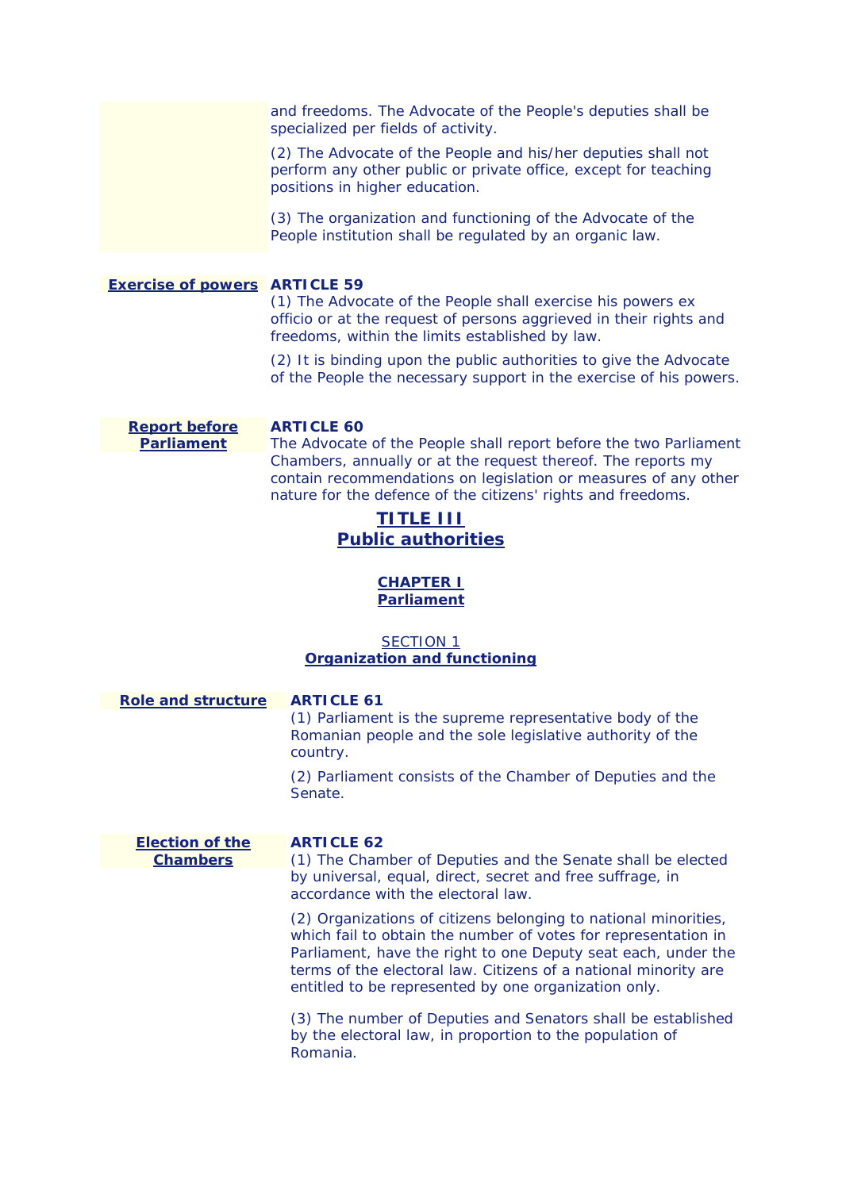and freedoms. The Advocate of the People's deputies shall be specialized per fields of activity.

(2) The Advocate of the People and his/her deputies shall not perform any other public or private office, except for teaching positions in higher education.

(3) The organization and functioning of the Advocate of the People institution shall be regulated by an organic law.

**Exercise of powers**

**ARTICLE 59**

(1) The Advocate of the People shall exercise his powers ex officio or at the request of persons aggrieved in their rights and freedoms, within the limits established by law.

(2) It is binding upon the public authorities to give the Advocate of the People the necessary support in the exercise of his powers.

**Report before Parliament**

**ARTICLE 60**

The Advocate of the People shall report before the two Parliament Chambers, annually or at the request thereof. The reports my contain recommendations on legislation or measures of any other nature for the defence of the citizens' rights and freedoms.

# TITLE III
# Public authorities

## CHAPTER I
## Parliament

### SECTION 1
### Organization and functioning

**Role and structure**

**ARTICLE 61**

(1) Parliament is the supreme representative body of the Romanian people and the sole legislative authority of the country.

(2) Parliament consists of the Chamber of Deputies and the Senate.

**Election of the Chambers**

**ARTICLE 62**

(1) The Chamber of Deputies and the Senate shall be elected by universal, equal, direct, secret and free suffrage, in accordance with the electoral law.

(2) Organizations of citizens belonging to national minorities, which fail to obtain the number of votes for representation in Parliament, have the right to one Deputy seat each, under the terms of the electoral law. Citizens of a national minority are entitled to be represented by one organization only.

(3) The number of Deputies and Senators shall be established by the electoral law, in proportion to the population of Romania.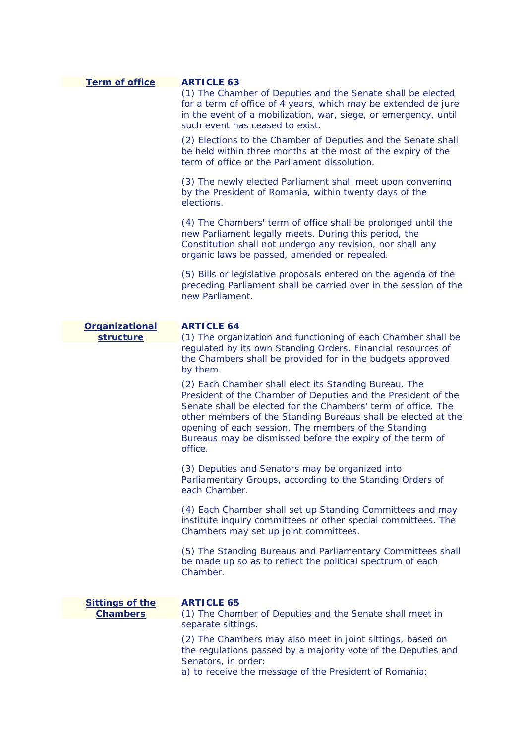**Term of office**

**ARTICLE 63**

(1) The Chamber of Deputies and the Senate shall be elected for a term of office of 4 years, which may be extended de jure in the event of a mobilization, war, siege, or emergency, until such event has ceased to exist.

(2) Elections to the Chamber of Deputies and the Senate shall be held within three months at the most of the expiry of the term of office or the Parliament dissolution.

(3) The newly elected Parliament shall meet upon convening by the President of Romania, within twenty days of the elections.

(4) The Chambers' term of office shall be prolonged until the new Parliament legally meets. During this period, the Constitution shall not undergo any revision, nor shall any organic laws be passed, amended or repealed.

(5) Bills or legislative proposals entered on the agenda of the preceding Parliament shall be carried over in the session of the new Parliament.

**Organizational structure**

**ARTICLE 64**

(1) The organization and functioning of each Chamber shall be regulated by its own Standing Orders. Financial resources of the Chambers shall be provided for in the budgets approved by them.

(2) Each Chamber shall elect its Standing Bureau. The President of the Chamber of Deputies and the President of the Senate shall be elected for the Chambers' term of office. The other members of the Standing Bureaus shall be elected at the opening of each session. The members of the Standing Bureaus may be dismissed before the expiry of the term of office.

(3) Deputies and Senators may be organized into Parliamentary Groups, according to the Standing Orders of each Chamber.

(4) Each Chamber shall set up Standing Committees and may institute inquiry committees or other special committees. The Chambers may set up joint committees.

(5) The Standing Bureaus and Parliamentary Committees shall be made up so as to reflect the political spectrum of each Chamber.

**Sittings of the Chambers**

**ARTICLE 65**

(1) The Chamber of Deputies and the Senate shall meet in separate sittings.

(2) The Chambers may also meet in joint sittings, based on the regulations passed by a majority vote of the Deputies and Senators, in order:

a) to receive the message of the President of Romania;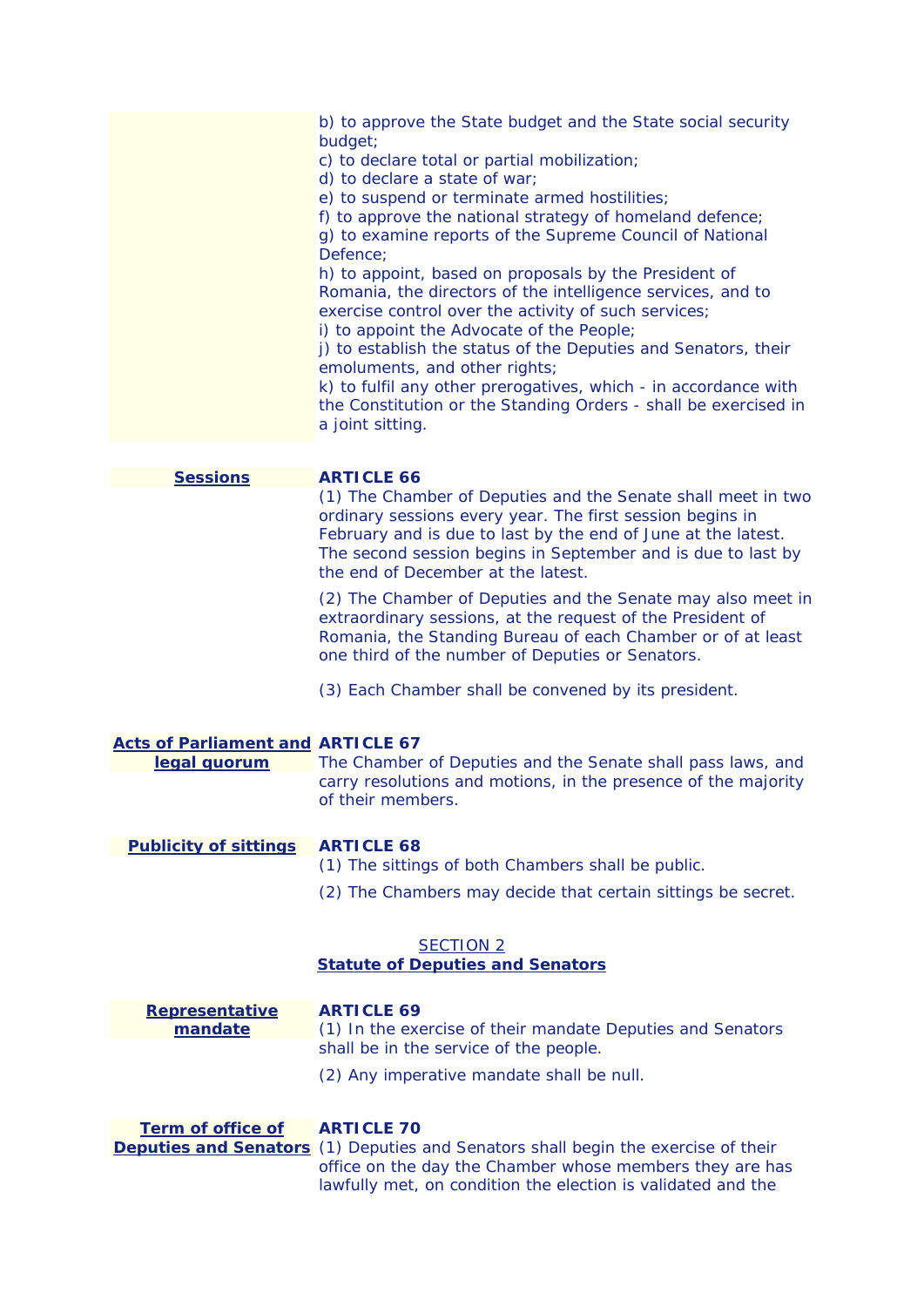b) to approve the State budget and the State social security budget;
c) to declare total or partial mobilization;
d) to declare a state of war;
e) to suspend or terminate armed hostilities;
f) to approve the national strategy of homeland defence;
g) to examine reports of the Supreme Council of National Defence;
h) to appoint, based on proposals by the President of Romania, the directors of the intelligence services, and to exercise control over the activity of such services;
i) to appoint the Advocate of the People;
j) to establish the status of the Deputies and Senators, their emoluments, and other rights;
k) to fulfil any other prerogatives, which - in accordance with the Constitution or the Standing Orders - shall be exercised in a joint sitting.

**Sessions**

**ARTICLE 66**

(1) The Chamber of Deputies and the Senate shall meet in two ordinary sessions every year. The first session begins in February and is due to last by the end of June at the latest. The second session begins in September and is due to last by the end of December at the latest.

(2) The Chamber of Deputies and the Senate may also meet in extraordinary sessions, at the request of the President of Romania, the Standing Bureau of each Chamber or of at least one third of the number of Deputies or Senators.

(3) Each Chamber shall be convened by its president.

**Acts of Parliament and legal quorum**

**ARTICLE 67**

The Chamber of Deputies and the Senate shall pass laws, and carry resolutions and motions, in the presence of the majority of their members.

**Publicity of sittings**

**ARTICLE 68**

(1) The sittings of both Chambers shall be public.

(2) The Chambers may decide that certain sittings be secret.

## SECTION 2
## Statute of Deputies and Senators

**Representative mandate**

**ARTICLE 69**

(1) In the exercise of their mandate Deputies and Senators shall be in the service of the people.

(2) Any imperative mandate shall be null.

**Term of office of Deputies and Senators**

**ARTICLE 70**

(1) Deputies and Senators shall begin the exercise of their office on the day the Chamber whose members they are has lawfully met, on condition the election is validated and the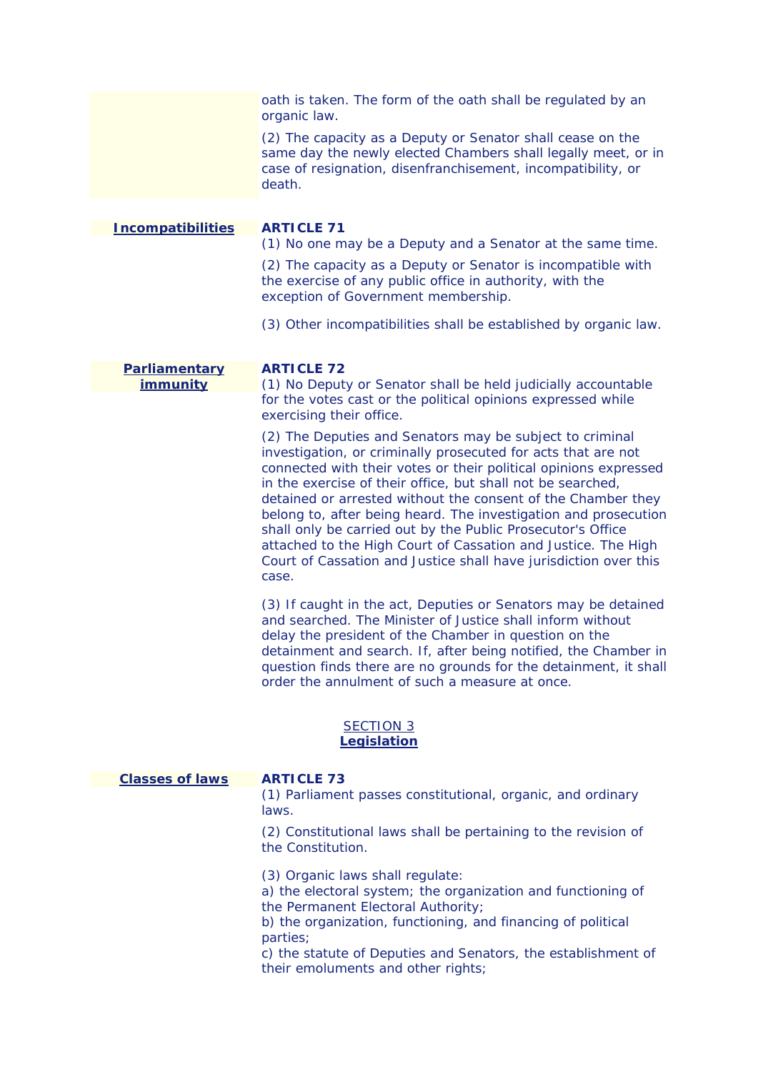oath is taken. The form of the oath shall be regulated by an organic law.

(2) The capacity as a Deputy or Senator shall cease on the same day the newly elected Chambers shall legally meet, or in case of resignation, disenfranchisement, incompatibility, or death.

**Incompatibilities**

**ARTICLE 71**

(1) No one may be a Deputy and a Senator at the same time.

(2) The capacity as a Deputy or Senator is incompatible with the exercise of any public office in authority, with the exception of Government membership.

(3) Other incompatibilities shall be established by organic law.

**Parliamentary immunity**

**ARTICLE 72**

(1) No Deputy or Senator shall be held judicially accountable for the votes cast or the political opinions expressed while exercising their office.

(2) The Deputies and Senators may be subject to criminal investigation, or criminally prosecuted for acts that are not connected with their votes or their political opinions expressed in the exercise of their office, but shall not be searched, detained or arrested without the consent of the Chamber they belong to, after being heard. The investigation and prosecution shall only be carried out by the Public Prosecutor's Office attached to the High Court of Cassation and Justice. The High Court of Cassation and Justice shall have jurisdiction over this case.

(3) If caught in the act, Deputies or Senators may be detained and searched. The Minister of Justice shall inform without delay the president of the Chamber in question on the detainment and search. If, after being notified, the Chamber in question finds there are no grounds for the detainment, it shall order the annulment of such a measure at once.

## SECTION 3
## **Legislation**

**Classes of laws**

**ARTICLE 73**

(1) Parliament passes constitutional, organic, and ordinary laws.

(2) Constitutional laws shall be pertaining to the revision of the Constitution.

(3) Organic laws shall regulate:
a) the electoral system; the organization and functioning of the Permanent Electoral Authority;
b) the organization, functioning, and financing of political parties;
c) the statute of Deputies and Senators, the establishment of their emoluments and other rights;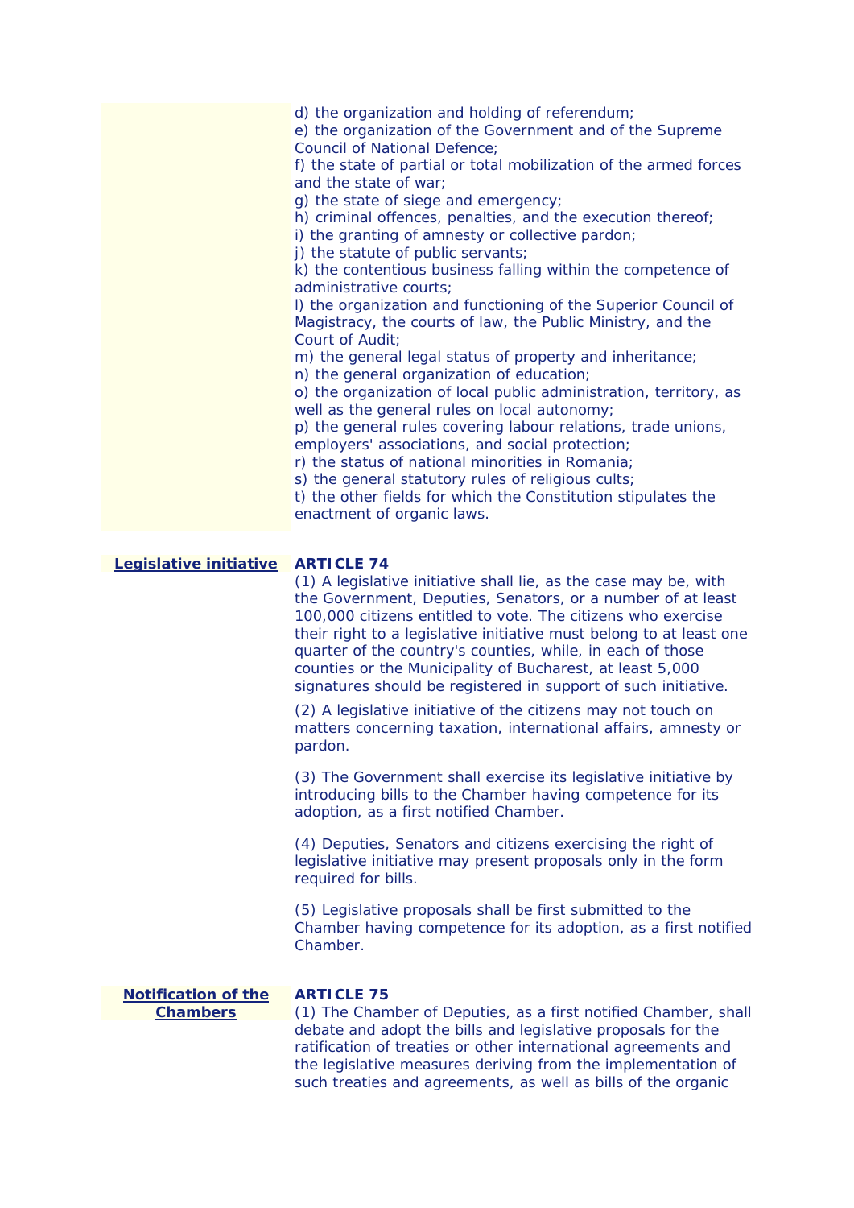d) the organization and holding of referendum;
e) the organization of the Government and of the Supreme Council of National Defence;
f) the state of partial or total mobilization of the armed forces and the state of war;
g) the state of siege and emergency;
h) criminal offences, penalties, and the execution thereof;
i) the granting of amnesty or collective pardon;
j) the statute of public servants;
k) the contentious business falling within the competence of administrative courts;
l) the organization and functioning of the Superior Council of Magistracy, the courts of law, the Public Ministry, and the Court of Audit;
m) the general legal status of property and inheritance;
n) the general organization of education;
o) the organization of local public administration, territory, as well as the general rules on local autonomy;
p) the general rules covering labour relations, trade unions, employers' associations, and social protection;
r) the status of national minorities in Romania;
s) the general statutory rules of religious cults;
t) the other fields for which the Constitution stipulates the enactment of organic laws.

**Legislative initiative**

**ARTICLE 74**

(1) A legislative initiative shall lie, as the case may be, with the Government, Deputies, Senators, or a number of at least 100,000 citizens entitled to vote. The citizens who exercise their right to a legislative initiative must belong to at least one quarter of the country's counties, while, in each of those counties or the Municipality of Bucharest, at least 5,000 signatures should be registered in support of such initiative.

(2) A legislative initiative of the citizens may not touch on matters concerning taxation, international affairs, amnesty or pardon.

(3) The Government shall exercise its legislative initiative by introducing bills to the Chamber having competence for its adoption, as a first notified Chamber.

(4) Deputies, Senators and citizens exercising the right of legislative initiative may present proposals only in the form required for bills.

(5) Legislative proposals shall be first submitted to the Chamber having competence for its adoption, as a first notified Chamber.

**Notification of the Chambers**

**ARTICLE 75**

(1) The Chamber of Deputies, as a first notified Chamber, shall debate and adopt the bills and legislative proposals for the ratification of treaties or other international agreements and the legislative measures deriving from the implementation of such treaties and agreements, as well as bills of the organic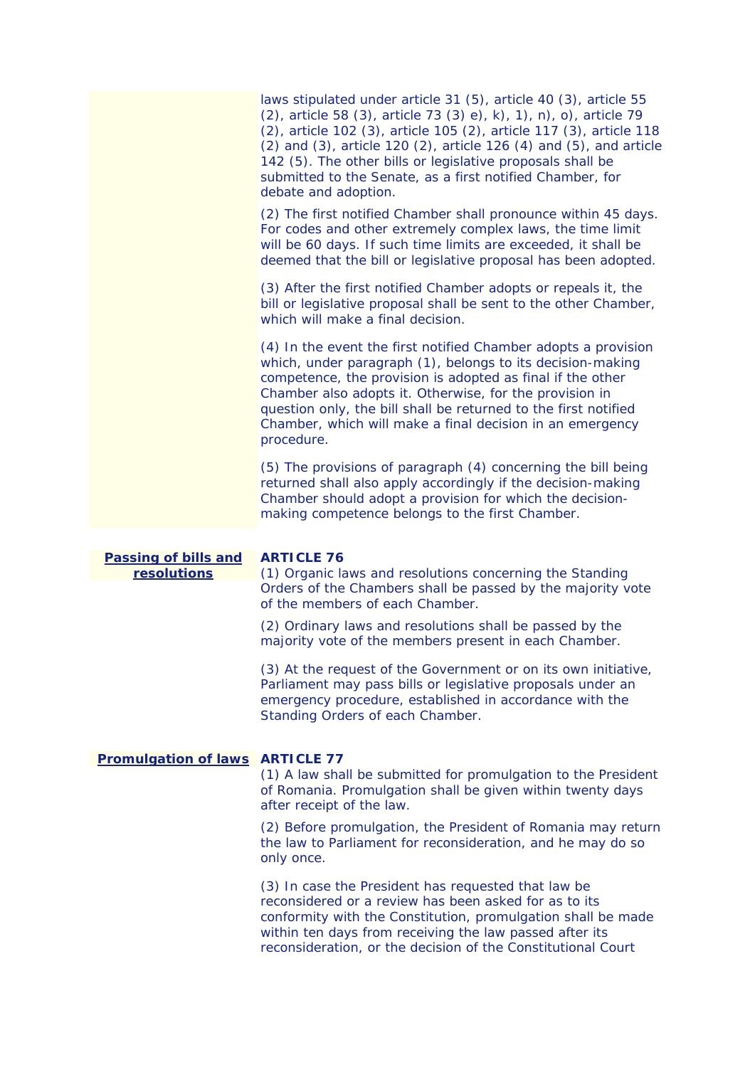laws stipulated under article 31 (5), article 40 (3), article 55 (2), article 58 (3), article 73 (3) e), k), 1), n), o), article 79 (2), article 102 (3), article 105 (2), article 117 (3), article 118 (2) and (3), article 120 (2), article 126 (4) and (5), and article 142 (5). The other bills or legislative proposals shall be submitted to the Senate, as a first notified Chamber, for debate and adoption.

(2) The first notified Chamber shall pronounce within 45 days. For codes and other extremely complex laws, the time limit will be 60 days. If such time limits are exceeded, it shall be deemed that the bill or legislative proposal has been adopted.

(3) After the first notified Chamber adopts or repeals it, the bill or legislative proposal shall be sent to the other Chamber, which will make a final decision.

(4) In the event the first notified Chamber adopts a provision which, under paragraph (1), belongs to its decision-making competence, the provision is adopted as final if the other Chamber also adopts it. Otherwise, for the provision in question only, the bill shall be returned to the first notified Chamber, which will make a final decision in an emergency procedure.

(5) The provisions of paragraph (4) concerning the bill being returned shall also apply accordingly if the decision-making Chamber should adopt a provision for which the decision-making competence belongs to the first Chamber.

**Passing of bills and resolutions**

**ARTICLE 76**

(1) Organic laws and resolutions concerning the Standing Orders of the Chambers shall be passed by the majority vote of the members of each Chamber.

(2) Ordinary laws and resolutions shall be passed by the majority vote of the members present in each Chamber.

(3) At the request of the Government or on its own initiative, Parliament may pass bills or legislative proposals under an emergency procedure, established in accordance with the Standing Orders of each Chamber.

**Promulgation of laws**

**ARTICLE 77**

(1) A law shall be submitted for promulgation to the President of Romania. Promulgation shall be given within twenty days after receipt of the law.

(2) Before promulgation, the President of Romania may return the law to Parliament for reconsideration, and he may do so only once.

(3) In case the President has requested that law be reconsidered or a review has been asked for as to its conformity with the Constitution, promulgation shall be made within ten days from receiving the law passed after its reconsideration, or the decision of the Constitutional Court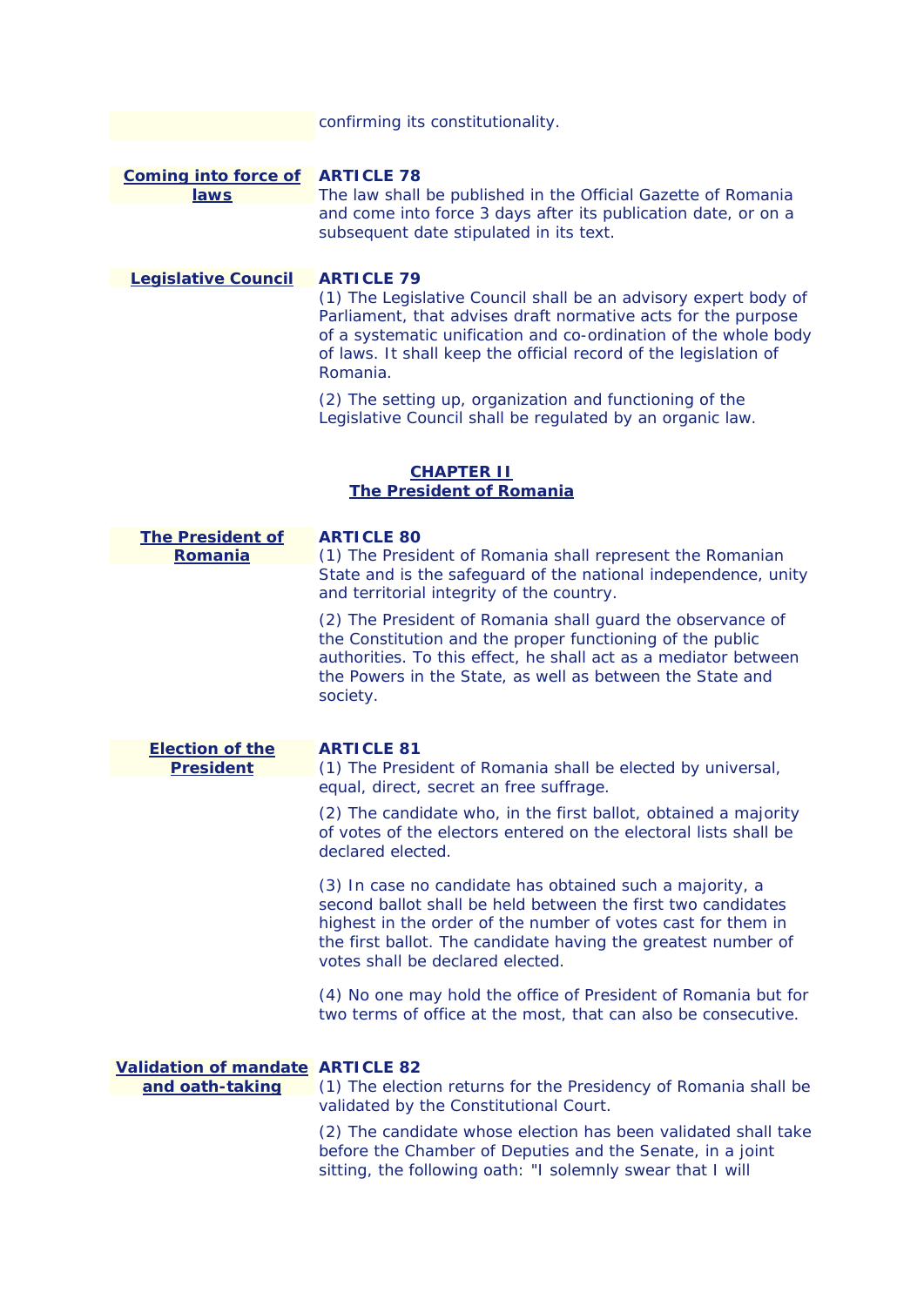confirming its constitutionality.

**Coming into force of laws**

**ARTICLE 78**

The law shall be published in the Official Gazette of Romania and come into force 3 days after its publication date, or on a subsequent date stipulated in its text.

**Legislative Council**

**ARTICLE 79**

(1) The Legislative Council shall be an advisory expert body of Parliament, that advises draft normative acts for the purpose of a systematic unification and co-ordination of the whole body of laws. It shall keep the official record of the legislation of Romania.

(2) The setting up, organization and functioning of the Legislative Council shall be regulated by an organic law.

## CHAPTER II
## The President of Romania

**The President of Romania**

**ARTICLE 80**

(1) The President of Romania shall represent the Romanian State and is the safeguard of the national independence, unity and territorial integrity of the country.

(2) The President of Romania shall guard the observance of the Constitution and the proper functioning of the public authorities. To this effect, he shall act as a mediator between the Powers in the State, as well as between the State and society.

**Election of the President**

**ARTICLE 81**

(1) The President of Romania shall be elected by universal, equal, direct, secret an free suffrage.

(2) The candidate who, in the first ballot, obtained a majority of votes of the electors entered on the electoral lists shall be declared elected.

(3) In case no candidate has obtained such a majority, a second ballot shall be held between the first two candidates highest in the order of the number of votes cast for them in the first ballot. The candidate having the greatest number of votes shall be declared elected.

(4) No one may hold the office of President of Romania but for two terms of office at the most, that can also be consecutive.

**Validation of mandate and oath-taking**

**ARTICLE 82**

(1) The election returns for the Presidency of Romania shall be validated by the Constitutional Court.

(2) The candidate whose election has been validated shall take before the Chamber of Deputies and the Senate, in a joint sitting, the following oath: "I solemnly swear that I will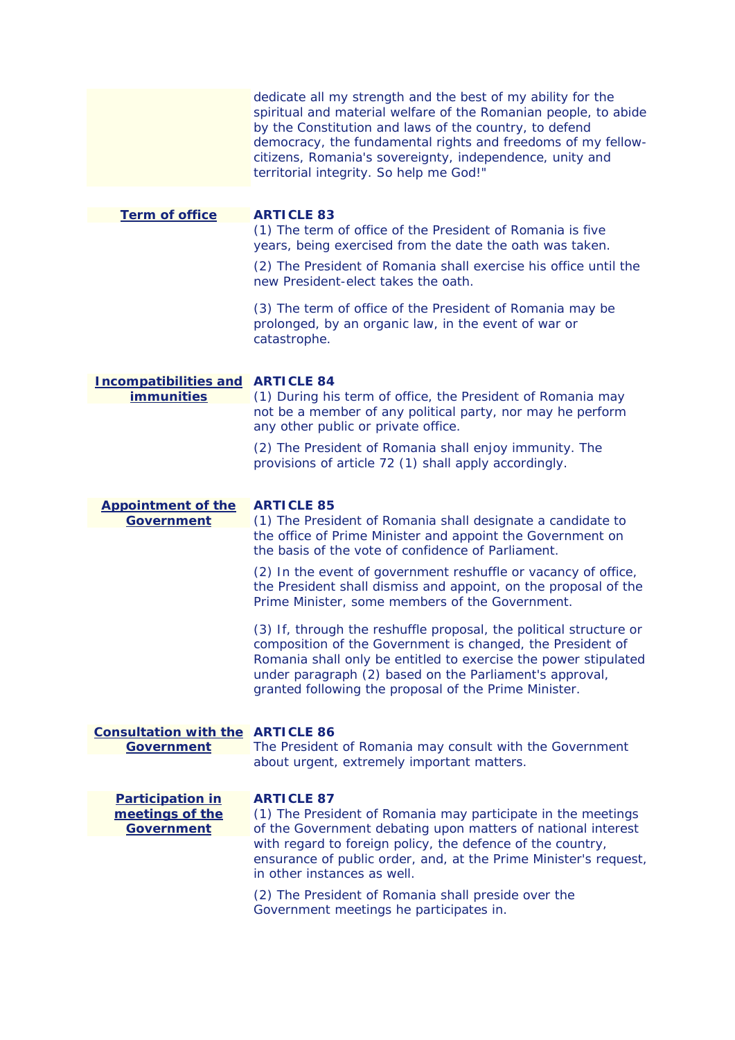dedicate all my strength and the best of my ability for the spiritual and material welfare of the Romanian people, to abide by the Constitution and laws of the country, to defend democracy, the fundamental rights and freedoms of my fellow-citizens, Romania's sovereignty, independence, unity and territorial integrity. So help me God!"

**Term of office**

**ARTICLE 83**

(1) The term of office of the President of Romania is five years, being exercised from the date the oath was taken.

(2) The President of Romania shall exercise his office until the new President-elect takes the oath.

(3) The term of office of the President of Romania may be prolonged, by an organic law, in the event of war or catastrophe.

**Incompatibilities and immunities**

**ARTICLE 84**

(1) During his term of office, the President of Romania may not be a member of any political party, nor may he perform any other public or private office.

(2) The President of Romania shall enjoy immunity. The provisions of article 72 (1) shall apply accordingly.

**Appointment of the Government**

**ARTICLE 85**

(1) The President of Romania shall designate a candidate to the office of Prime Minister and appoint the Government on the basis of the vote of confidence of Parliament.

(2) In the event of government reshuffle or vacancy of office, the President shall dismiss and appoint, on the proposal of the Prime Minister, some members of the Government.

(3) If, through the reshuffle proposal, the political structure or composition of the Government is changed, the President of Romania shall only be entitled to exercise the power stipulated under paragraph (2) based on the Parliament's approval, granted following the proposal of the Prime Minister.

**Consultation with the Government**

**ARTICLE 86**

The President of Romania may consult with the Government about urgent, extremely important matters.

**Participation in meetings of the Government**

**ARTICLE 87**

(1) The President of Romania may participate in the meetings of the Government debating upon matters of national interest with regard to foreign policy, the defence of the country, ensurance of public order, and, at the Prime Minister's request, in other instances as well.

(2) The President of Romania shall preside over the Government meetings he participates in.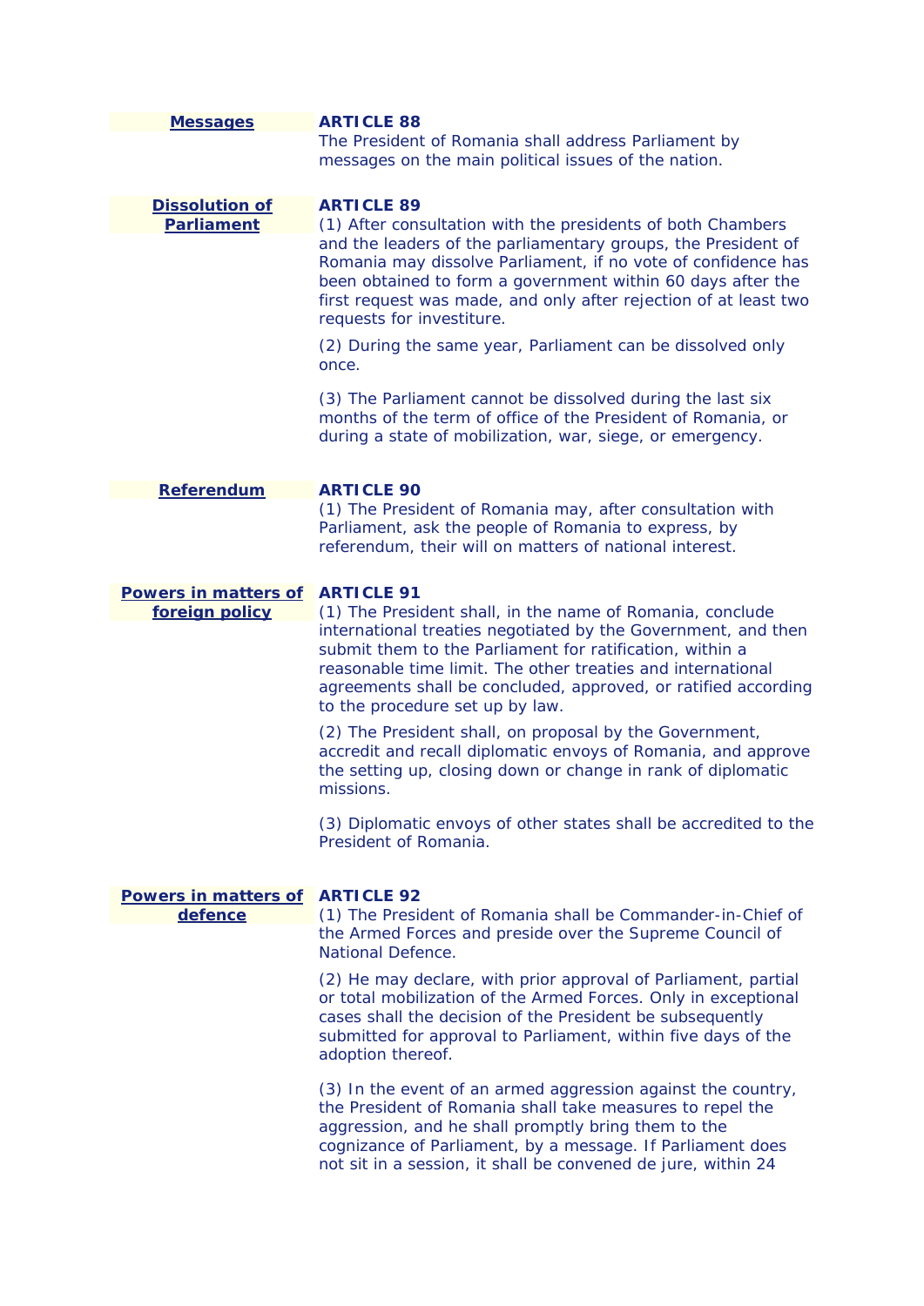**Messages**

**ARTICLE 88**

The President of Romania shall address Parliament by messages on the main political issues of the nation.

**Dissolution of Parliament**

**ARTICLE 89**

(1) After consultation with the presidents of both Chambers and the leaders of the parliamentary groups, the President of Romania may dissolve Parliament, if no vote of confidence has been obtained to form a government within 60 days after the first request was made, and only after rejection of at least two requests for investiture.

(2) During the same year, Parliament can be dissolved only once.

(3) The Parliament cannot be dissolved during the last six months of the term of office of the President of Romania, or during a state of mobilization, war, siege, or emergency.

**Referendum**

**ARTICLE 90**

(1) The President of Romania may, after consultation with Parliament, ask the people of Romania to express, by referendum, their will on matters of national interest.

**Powers in matters of foreign policy**

**ARTICLE 91**

(1) The President shall, in the name of Romania, conclude international treaties negotiated by the Government, and then submit them to the Parliament for ratification, within a reasonable time limit. The other treaties and international agreements shall be concluded, approved, or ratified according to the procedure set up by law.

(2) The President shall, on proposal by the Government, accredit and recall diplomatic envoys of Romania, and approve the setting up, closing down or change in rank of diplomatic missions.

(3) Diplomatic envoys of other states shall be accredited to the President of Romania.

**Powers in matters of defence**

**ARTICLE 92**

(1) The President of Romania shall be Commander-in-Chief of the Armed Forces and preside over the Supreme Council of National Defence.

(2) He may declare, with prior approval of Parliament, partial or total mobilization of the Armed Forces. Only in exceptional cases shall the decision of the President be subsequently submitted for approval to Parliament, within five days of the adoption thereof.

(3) In the event of an armed aggression against the country, the President of Romania shall take measures to repel the aggression, and he shall promptly bring them to the cognizance of Parliament, by a message. If Parliament does not sit in a session, it shall be convened de jure, within 24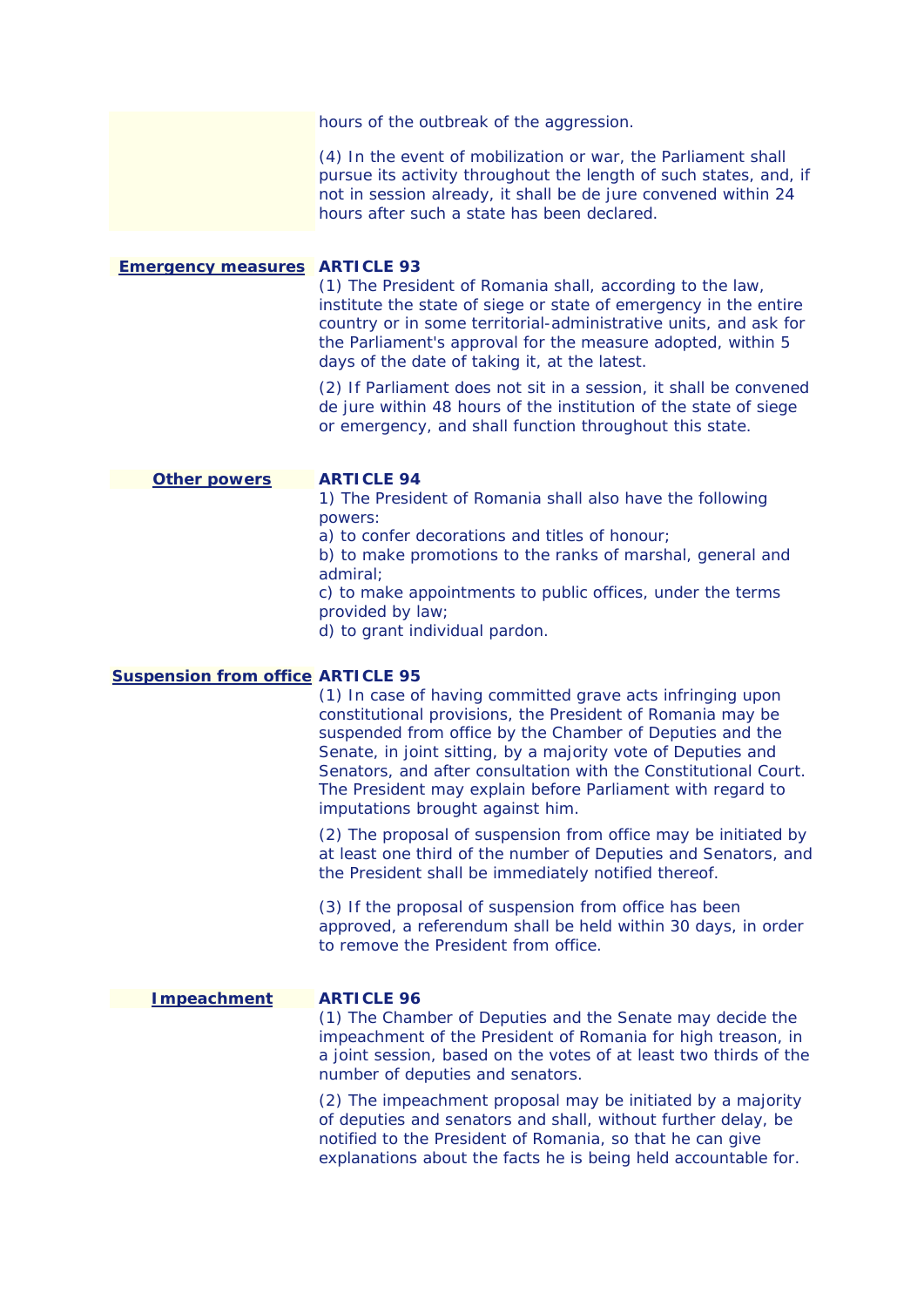hours of the outbreak of the aggression.

(4) In the event of mobilization or war, the Parliament shall pursue its activity throughout the length of such states, and, if not in session already, it shall be de jure convened within 24 hours after such a state has been declared.

**Emergency measures**

**ARTICLE 93**

(1) The President of Romania shall, according to the law, institute the state of siege or state of emergency in the entire country or in some territorial-administrative units, and ask for the Parliament's approval for the measure adopted, within 5 days of the date of taking it, at the latest.

(2) If Parliament does not sit in a session, it shall be convened de jure within 48 hours of the institution of the state of siege or emergency, and shall function throughout this state.

**Other powers**

**ARTICLE 94**

1) The President of Romania shall also have the following powers:
a) to confer decorations and titles of honour;
b) to make promotions to the ranks of marshal, general and admiral;
c) to make appointments to public offices, under the terms provided by law;
d) to grant individual pardon.

**Suspension from office**

**ARTICLE 95**

(1) In case of having committed grave acts infringing upon constitutional provisions, the President of Romania may be suspended from office by the Chamber of Deputies and the Senate, in joint sitting, by a majority vote of Deputies and Senators, and after consultation with the Constitutional Court. The President may explain before Parliament with regard to imputations brought against him.

(2) The proposal of suspension from office may be initiated by at least one third of the number of Deputies and Senators, and the President shall be immediately notified thereof.

(3) If the proposal of suspension from office has been approved, a referendum shall be held within 30 days, in order to remove the President from office.

**Impeachment**

**ARTICLE 96**

(1) The Chamber of Deputies and the Senate may decide the impeachment of the President of Romania for high treason, in a joint session, based on the votes of at least two thirds of the number of deputies and senators.

(2) The impeachment proposal may be initiated by a majority of deputies and senators and shall, without further delay, be notified to the President of Romania, so that he can give explanations about the facts he is being held accountable for.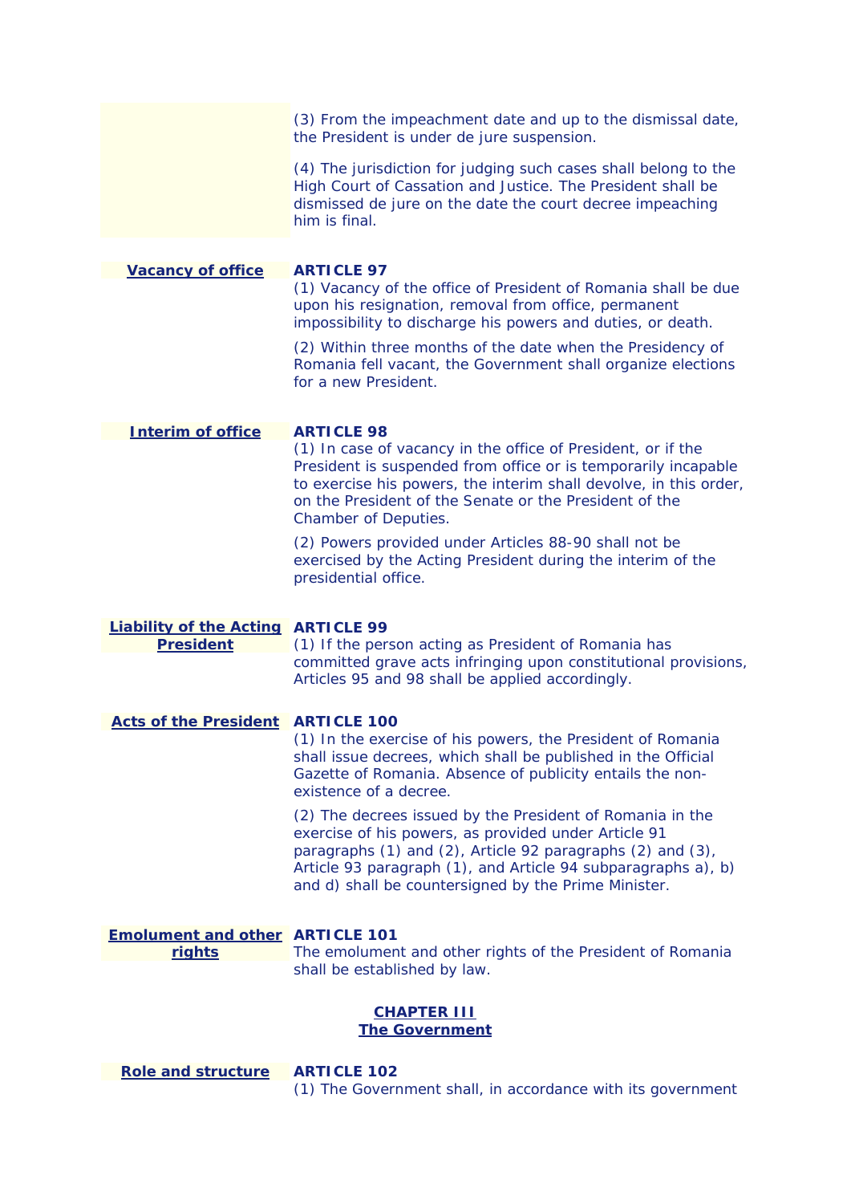(3) From the impeachment date and up to the dismissal date, the President is under de jure suspension.

(4) The jurisdiction for judging such cases shall belong to the High Court of Cassation and Justice. The President shall be dismissed de jure on the date the court decree impeaching him is final.

**Vacancy of office**

**ARTICLE 97**

(1) Vacancy of the office of President of Romania shall be due upon his resignation, removal from office, permanent impossibility to discharge his powers and duties, or death.

(2) Within three months of the date when the Presidency of Romania fell vacant, the Government shall organize elections for a new President.

**Interim of office**

**ARTICLE 98**

(1) In case of vacancy in the office of President, or if the President is suspended from office or is temporarily incapable to exercise his powers, the interim shall devolve, in this order, on the President of the Senate or the President of the Chamber of Deputies.

(2) Powers provided under Articles 88-90 shall not be exercised by the Acting President during the interim of the presidential office.

**Liability of the Acting President**

**ARTICLE 99**

(1) If the person acting as President of Romania has committed grave acts infringing upon constitutional provisions, Articles 95 and 98 shall be applied accordingly.

**Acts of the President**

**ARTICLE 100**

(1) In the exercise of his powers, the President of Romania shall issue decrees, which shall be published in the Official Gazette of Romania. Absence of publicity entails the non-existence of a decree.

(2) The decrees issued by the President of Romania in the exercise of his powers, as provided under Article 91 paragraphs (1) and (2), Article 92 paragraphs (2) and (3), Article 93 paragraph (1), and Article 94 subparagraphs a), b) and d) shall be countersigned by the Prime Minister.

**Emolument and other rights**

**ARTICLE 101**

The emolument and other rights of the President of Romania shall be established by law.

## CHAPTER III
## The Government

**Role and structure**

**ARTICLE 102**

(1) The Government shall, in accordance with its government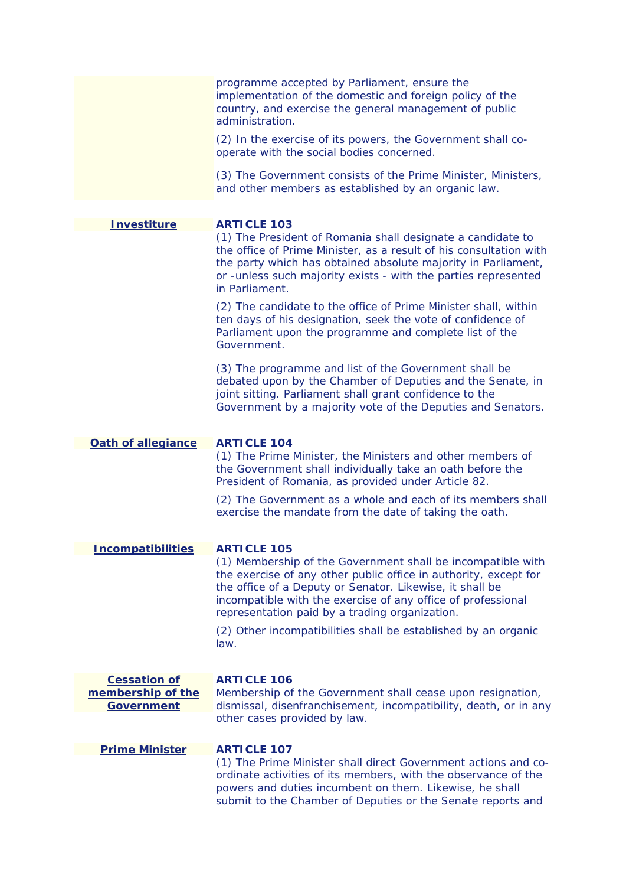programme accepted by Parliament, ensure the implementation of the domestic and foreign policy of the country, and exercise the general management of public administration.

(2) In the exercise of its powers, the Government shall co-operate with the social bodies concerned.

(3) The Government consists of the Prime Minister, Ministers, and other members as established by an organic law.

**Investiture**

**ARTICLE 103**

(1) The President of Romania shall designate a candidate to the office of Prime Minister, as a result of his consultation with the party which has obtained absolute majority in Parliament, or -unless such majority exists - with the parties represented in Parliament.

(2) The candidate to the office of Prime Minister shall, within ten days of his designation, seek the vote of confidence of Parliament upon the programme and complete list of the Government.

(3) The programme and list of the Government shall be debated upon by the Chamber of Deputies and the Senate, in joint sitting. Parliament shall grant confidence to the Government by a majority vote of the Deputies and Senators.

**Oath of allegiance**

**ARTICLE 104**

(1) The Prime Minister, the Ministers and other members of the Government shall individually take an oath before the President of Romania, as provided under Article 82.

(2) The Government as a whole and each of its members shall exercise the mandate from the date of taking the oath.

**Incompatibilities**

**ARTICLE 105**

(1) Membership of the Government shall be incompatible with the exercise of any other public office in authority, except for the office of a Deputy or Senator. Likewise, it shall be incompatible with the exercise of any office of professional representation paid by a trading organization.

(2) Other incompatibilities shall be established by an organic law.

**Cessation of membership of the Government**

**ARTICLE 106**

Membership of the Government shall cease upon resignation, dismissal, disenfranchisement, incompatibility, death, or in any other cases provided by law.

**Prime Minister**

**ARTICLE 107**

(1) The Prime Minister shall direct Government actions and co-ordinate activities of its members, with the observance of the powers and duties incumbent on them. Likewise, he shall submit to the Chamber of Deputies or the Senate reports and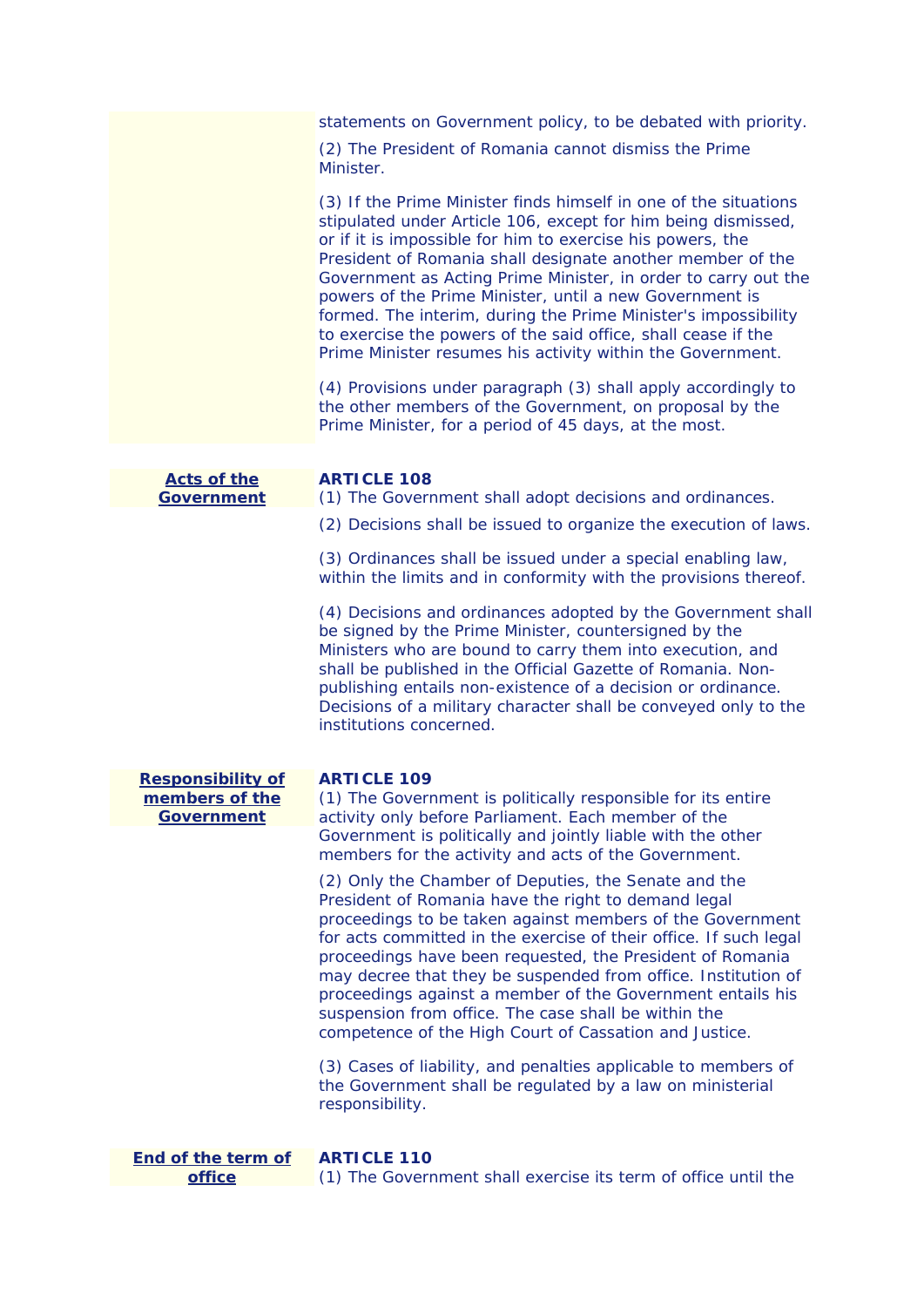statements on Government policy, to be debated with priority.

(2) The President of Romania cannot dismiss the Prime Minister.

(3) If the Prime Minister finds himself in one of the situations stipulated under Article 106, except for him being dismissed, or if it is impossible for him to exercise his powers, the President of Romania shall designate another member of the Government as Acting Prime Minister, in order to carry out the powers of the Prime Minister, until a new Government is formed. The interim, during the Prime Minister's impossibility to exercise the powers of the said office, shall cease if the Prime Minister resumes his activity within the Government.

(4) Provisions under paragraph (3) shall apply accordingly to the other members of the Government, on proposal by the Prime Minister, for a period of 45 days, at the most.

**Acts of the Government**

**ARTICLE 108**

(1) The Government shall adopt decisions and ordinances.

(2) Decisions shall be issued to organize the execution of laws.

(3) Ordinances shall be issued under a special enabling law, within the limits and in conformity with the provisions thereof.

(4) Decisions and ordinances adopted by the Government shall be signed by the Prime Minister, countersigned by the Ministers who are bound to carry them into execution, and shall be published in the Official Gazette of Romania. Non-publishing entails non-existence of a decision or ordinance. Decisions of a military character shall be conveyed only to the institutions concerned.

**Responsibility of members of the Government**

**ARTICLE 109**

(1) The Government is politically responsible for its entire activity only before Parliament. Each member of the Government is politically and jointly liable with the other members for the activity and acts of the Government.

(2) Only the Chamber of Deputies, the Senate and the President of Romania have the right to demand legal proceedings to be taken against members of the Government for acts committed in the exercise of their office. If such legal proceedings have been requested, the President of Romania may decree that they be suspended from office. Institution of proceedings against a member of the Government entails his suspension from office. The case shall be within the competence of the High Court of Cassation and Justice.

(3) Cases of liability, and penalties applicable to members of the Government shall be regulated by a law on ministerial responsibility.

**End of the term of office**

**ARTICLE 110**

(1) The Government shall exercise its term of office until the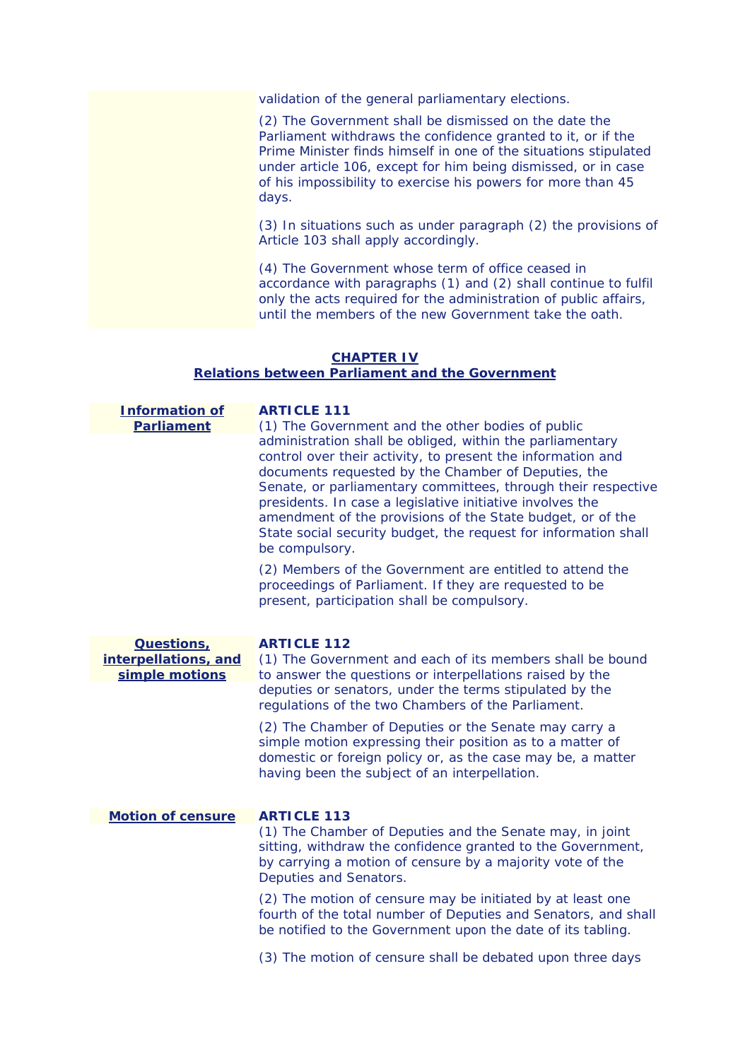validation of the general parliamentary elections.

(2) The Government shall be dismissed on the date the Parliament withdraws the confidence granted to it, or if the Prime Minister finds himself in one of the situations stipulated under article 106, except for him being dismissed, or in case of his impossibility to exercise his powers for more than 45 days.

(3) In situations such as under paragraph (2) the provisions of Article 103 shall apply accordingly.

(4) The Government whose term of office ceased in accordance with paragraphs (1) and (2) shall continue to fulfil only the acts required for the administration of public affairs, until the members of the new Government take the oath.

## CHAPTER IV
## Relations between Parliament and the Government

**Information of Parliament**

### ARTICLE 111

(1) The Government and the other bodies of public administration shall be obliged, within the parliamentary control over their activity, to present the information and documents requested by the Chamber of Deputies, the Senate, or parliamentary committees, through their respective presidents. In case a legislative initiative involves the amendment of the provisions of the State budget, or of the State social security budget, the request for information shall be compulsory.

(2) Members of the Government are entitled to attend the proceedings of Parliament. If they are requested to be present, participation shall be compulsory.

**Questions, interpellations, and simple motions**

### ARTICLE 112

(1) The Government and each of its members shall be bound to answer the questions or interpellations raised by the deputies or senators, under the terms stipulated by the regulations of the two Chambers of the Parliament.

(2) The Chamber of Deputies or the Senate may carry a simple motion expressing their position as to a matter of domestic or foreign policy or, as the case may be, a matter having been the subject of an interpellation.

**Motion of censure**

### ARTICLE 113

(1) The Chamber of Deputies and the Senate may, in joint sitting, withdraw the confidence granted to the Government, by carrying a motion of censure by a majority vote of the Deputies and Senators.

(2) The motion of censure may be initiated by at least one fourth of the total number of Deputies and Senators, and shall be notified to the Government upon the date of its tabling.

(3) The motion of censure shall be debated upon three days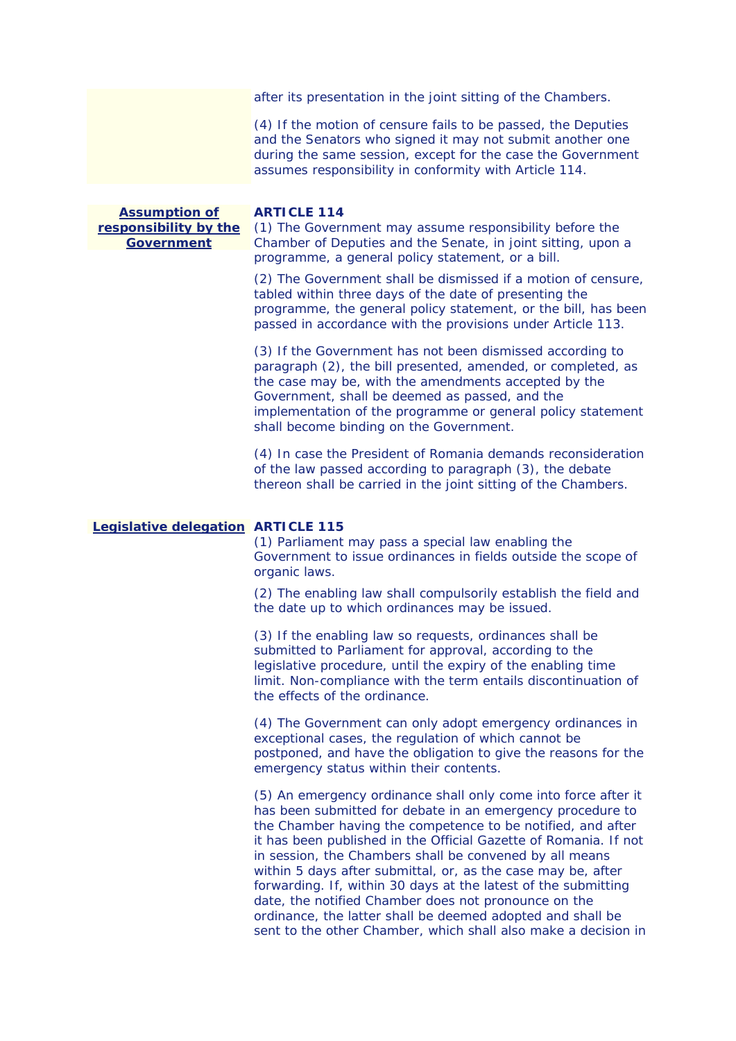after its presentation in the joint sitting of the Chambers.

(4) If the motion of censure fails to be passed, the Deputies and the Senators who signed it may not submit another one during the same session, except for the case the Government assumes responsibility in conformity with Article 114.

**Assumption of responsibility by the Government**

### ARTICLE 114

(1) The Government may assume responsibility before the Chamber of Deputies and the Senate, in joint sitting, upon a programme, a general policy statement, or a bill.

(2) The Government shall be dismissed if a motion of censure, tabled within three days of the date of presenting the programme, the general policy statement, or the bill, has been passed in accordance with the provisions under Article 113.

(3) If the Government has not been dismissed according to paragraph (2), the bill presented, amended, or completed, as the case may be, with the amendments accepted by the Government, shall be deemed as passed, and the implementation of the programme or general policy statement shall become binding on the Government.

(4) In case the President of Romania demands reconsideration of the law passed according to paragraph (3), the debate thereon shall be carried in the joint sitting of the Chambers.

**Legislative delegation**

### ARTICLE 115

(1) Parliament may pass a special law enabling the Government to issue ordinances in fields outside the scope of organic laws.

(2) The enabling law shall compulsorily establish the field and the date up to which ordinances may be issued.

(3) If the enabling law so requests, ordinances shall be submitted to Parliament for approval, according to the legislative procedure, until the expiry of the enabling time limit. Non-compliance with the term entails discontinuation of the effects of the ordinance.

(4) The Government can only adopt emergency ordinances in exceptional cases, the regulation of which cannot be postponed, and have the obligation to give the reasons for the emergency status within their contents.

(5) An emergency ordinance shall only come into force after it has been submitted for debate in an emergency procedure to the Chamber having the competence to be notified, and after it has been published in the Official Gazette of Romania. If not in session, the Chambers shall be convened by all means within 5 days after submittal, or, as the case may be, after forwarding. If, within 30 days at the latest of the submitting date, the notified Chamber does not pronounce on the ordinance, the latter shall be deemed adopted and shall be sent to the other Chamber, which shall also make a decision in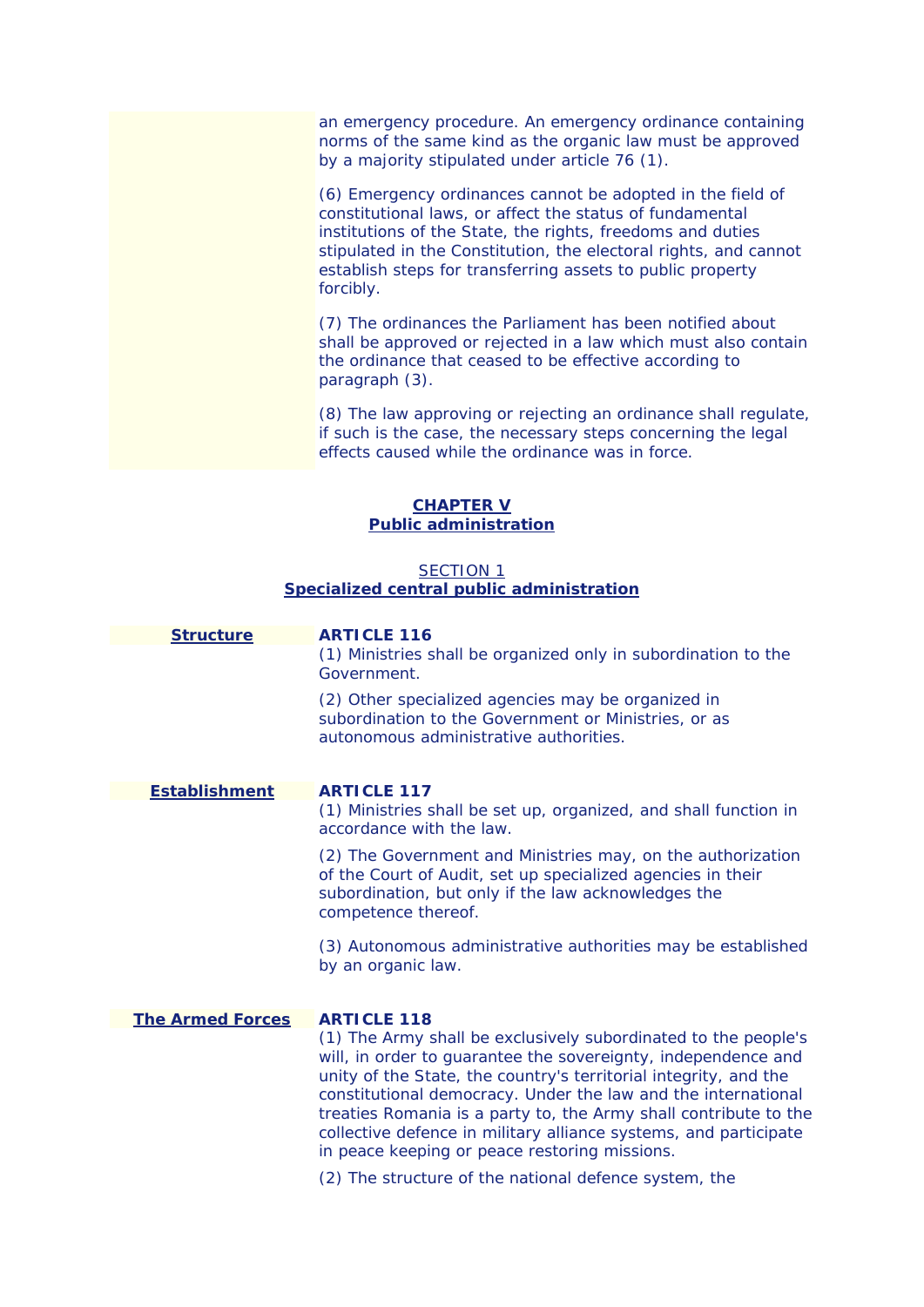an emergency procedure. An emergency ordinance containing norms of the same kind as the organic law must be approved by a majority stipulated under article 76 (1).

(6) Emergency ordinances cannot be adopted in the field of constitutional laws, or affect the status of fundamental institutions of the State, the rights, freedoms and duties stipulated in the Constitution, the electoral rights, and cannot establish steps for transferring assets to public property forcibly.

(7) The ordinances the Parliament has been notified about shall be approved or rejected in a law which must also contain the ordinance that ceased to be effective according to paragraph (3).

(8) The law approving or rejecting an ordinance shall regulate, if such is the case, the necessary steps concerning the legal effects caused while the ordinance was in force.

## CHAPTER V
## Public administration

### SECTION 1
### Specialized central public administration

**Structure**

**ARTICLE 116**

(1) Ministries shall be organized only in subordination to the Government.

(2) Other specialized agencies may be organized in subordination to the Government or Ministries, or as autonomous administrative authorities.

**Establishment**

**ARTICLE 117**

(1) Ministries shall be set up, organized, and shall function in accordance with the law.

(2) The Government and Ministries may, on the authorization of the Court of Audit, set up specialized agencies in their subordination, but only if the law acknowledges the competence thereof.

(3) Autonomous administrative authorities may be established by an organic law.

**The Armed Forces**

**ARTICLE 118**

(1) The Army shall be exclusively subordinated to the people's will, in order to guarantee the sovereignty, independence and unity of the State, the country's territorial integrity, and the constitutional democracy. Under the law and the international treaties Romania is a party to, the Army shall contribute to the collective defence in military alliance systems, and participate in peace keeping or peace restoring missions.

(2) The structure of the national defence system, the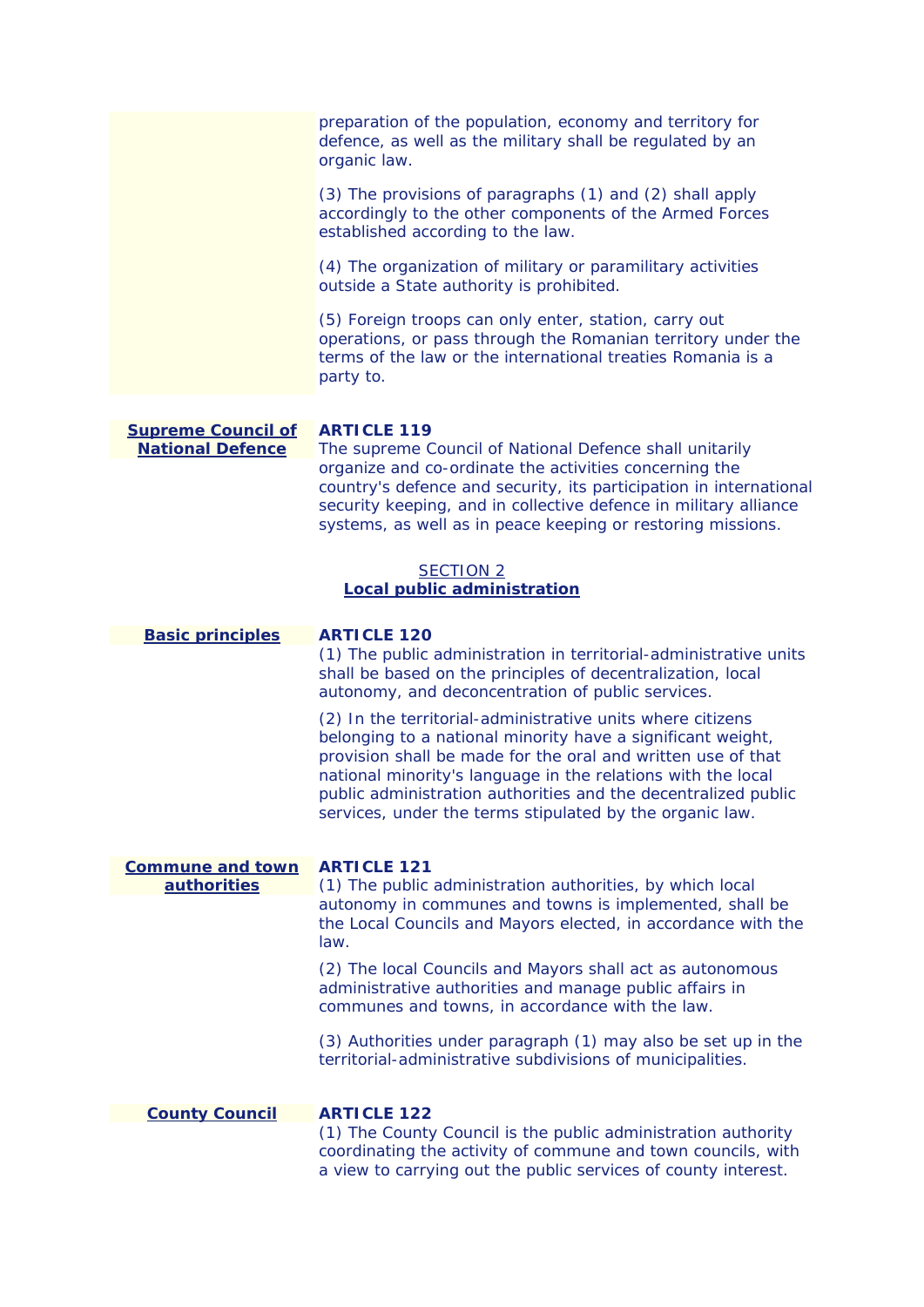preparation of the population, economy and territory for defence, as well as the military shall be regulated by an organic law.

(3) The provisions of paragraphs (1) and (2) shall apply accordingly to the other components of the Armed Forces established according to the law.

(4) The organization of military or paramilitary activities outside a State authority is prohibited.

(5) Foreign troops can only enter, station, carry out operations, or pass through the Romanian territory under the terms of the law or the international treaties Romania is a party to.

**Supreme Council of National Defence**

**ARTICLE 119**

The supreme Council of National Defence shall unitarily organize and co-ordinate the activities concerning the country's defence and security, its participation in international security keeping, and in collective defence in military alliance systems, as well as in peace keeping or restoring missions.

## SECTION 2
## Local public administration

**Basic principles**

**ARTICLE 120**

(1) The public administration in territorial-administrative units shall be based on the principles of decentralization, local autonomy, and deconcentration of public services.

(2) In the territorial-administrative units where citizens belonging to a national minority have a significant weight, provision shall be made for the oral and written use of that national minority's language in the relations with the local public administration authorities and the decentralized public services, under the terms stipulated by the organic law.

**Commune and town authorities**

**ARTICLE 121**

(1) The public administration authorities, by which local autonomy in communes and towns is implemented, shall be the Local Councils and Mayors elected, in accordance with the law.

(2) The local Councils and Mayors shall act as autonomous administrative authorities and manage public affairs in communes and towns, in accordance with the law.

(3) Authorities under paragraph (1) may also be set up in the territorial-administrative subdivisions of municipalities.

**County Council**

**ARTICLE 122**

(1) The County Council is the public administration authority coordinating the activity of commune and town councils, with a view to carrying out the public services of county interest.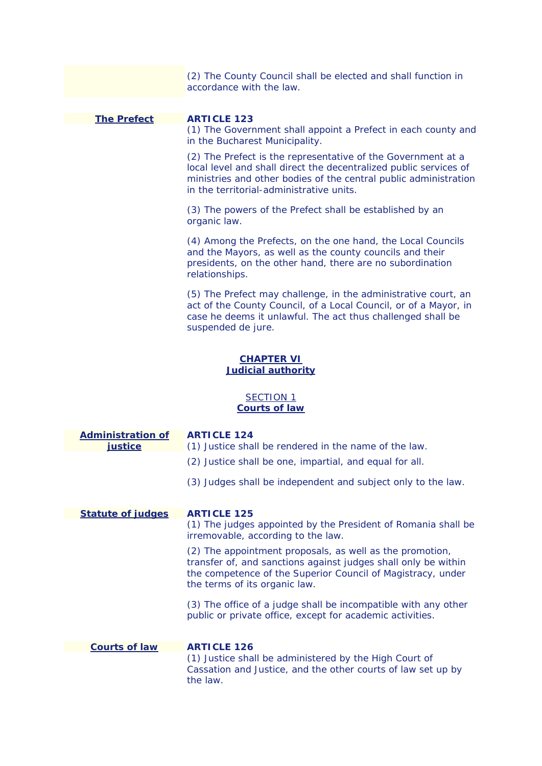(2) The County Council shall be elected and shall function in accordance with the law.

**The Prefect**

**ARTICLE 123**

(1) The Government shall appoint a Prefect in each county and in the Bucharest Municipality.

(2) The Prefect is the representative of the Government at a local level and shall direct the decentralized public services of ministries and other bodies of the central public administration in the territorial-administrative units.

(3) The powers of the Prefect shall be established by an organic law.

(4) Among the Prefects, on the one hand, the Local Councils and the Mayors, as well as the county councils and their presidents, on the other hand, there are no subordination relationships.

(5) The Prefect may challenge, in the administrative court, an act of the County Council, of a Local Council, or of a Mayor, in case he deems it unlawful. The act thus challenged shall be suspended de jure.

## CHAPTER VI
## Judicial authority

### SECTION 1
### Courts of law

**Administration of justice**

**ARTICLE 124**

(1) Justice shall be rendered in the name of the law.

(2) Justice shall be one, impartial, and equal for all.

(3) Judges shall be independent and subject only to the law.

**Statute of judges**

**ARTICLE 125**

(1) The judges appointed by the President of Romania shall be irremovable, according to the law.

(2) The appointment proposals, as well as the promotion, transfer of, and sanctions against judges shall only be within the competence of the Superior Council of Magistracy, under the terms of its organic law.

(3) The office of a judge shall be incompatible with any other public or private office, except for academic activities.

**Courts of law**

**ARTICLE 126**

(1) Justice shall be administered by the High Court of Cassation and Justice, and the other courts of law set up by the law.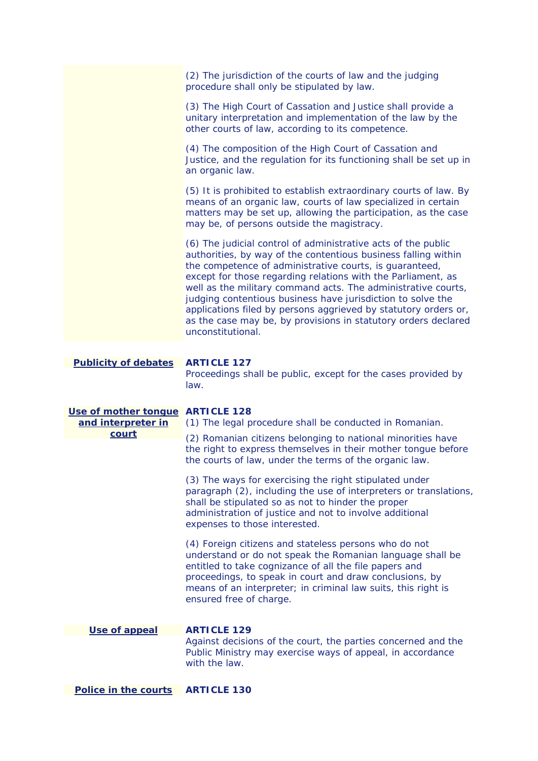(2) The jurisdiction of the courts of law and the judging procedure shall only be stipulated by law.

(3) The High Court of Cassation and Justice shall provide a unitary interpretation and implementation of the law by the other courts of law, according to its competence.

(4) The composition of the High Court of Cassation and Justice, and the regulation for its functioning shall be set up in an organic law.

(5) It is prohibited to establish extraordinary courts of law. By means of an organic law, courts of law specialized in certain matters may be set up, allowing the participation, as the case may be, of persons outside the magistracy.

(6) The judicial control of administrative acts of the public authorities, by way of the contentious business falling within the competence of administrative courts, is guaranteed, except for those regarding relations with the Parliament, as well as the military command acts. The administrative courts, judging contentious business have jurisdiction to solve the applications filed by persons aggrieved by statutory orders or, as the case may be, by provisions in statutory orders declared unconstitutional.

**Publicity of debates**

**ARTICLE 127**

Proceedings shall be public, except for the cases provided by law.

**Use of mother tongue and interpreter in court**

**ARTICLE 128**

(1) The legal procedure shall be conducted in Romanian.

(2) Romanian citizens belonging to national minorities have the right to express themselves in their mother tongue before the courts of law, under the terms of the organic law.

(3) The ways for exercising the right stipulated under paragraph (2), including the use of interpreters or translations, shall be stipulated so as not to hinder the proper administration of justice and not to involve additional expenses to those interested.

(4) Foreign citizens and stateless persons who do not understand or do not speak the Romanian language shall be entitled to take cognizance of all the file papers and proceedings, to speak in court and draw conclusions, by means of an interpreter; in criminal law suits, this right is ensured free of charge.

**Use of appeal**

**ARTICLE 129**

Against decisions of the court, the parties concerned and the Public Ministry may exercise ways of appeal, in accordance with the law.

**Police in the courts**

**ARTICLE 130**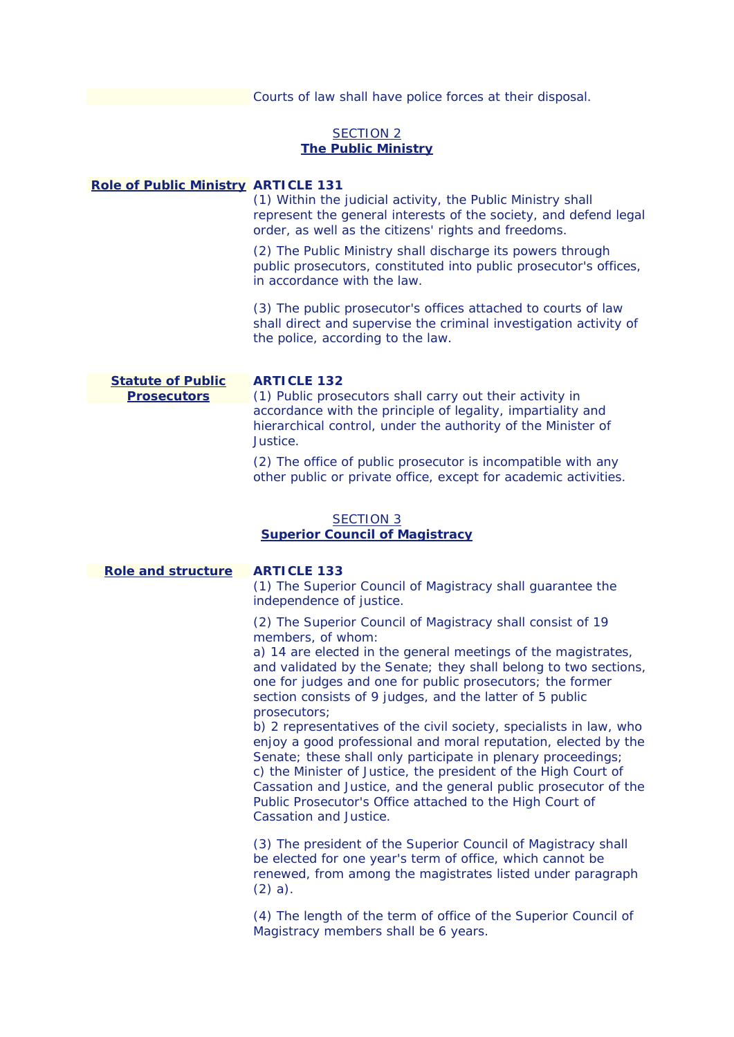Courts of law shall have police forces at their disposal.

## SECTION 2
## The Public Ministry

**Role of Public Ministry**

**ARTICLE 131**

(1) Within the judicial activity, the Public Ministry shall represent the general interests of the society, and defend legal order, as well as the citizens' rights and freedoms.

(2) The Public Ministry shall discharge its powers through public prosecutors, constituted into public prosecutor's offices, in accordance with the law.

(3) The public prosecutor's offices attached to courts of law shall direct and supervise the criminal investigation activity of the police, according to the law.

**Statute of Public Prosecutors**

**ARTICLE 132**

(1) Public prosecutors shall carry out their activity in accordance with the principle of legality, impartiality and hierarchical control, under the authority of the Minister of Justice.

(2) The office of public prosecutor is incompatible with any other public or private office, except for academic activities.

## SECTION 3
## Superior Council of Magistracy

**Role and structure**

**ARTICLE 133**

(1) The Superior Council of Magistracy shall guarantee the independence of justice.

(2) The Superior Council of Magistracy shall consist of 19 members, of whom:
a) 14 are elected in the general meetings of the magistrates, and validated by the Senate; they shall belong to two sections, one for judges and one for public prosecutors; the former section consists of 9 judges, and the latter of 5 public prosecutors;
b) 2 representatives of the civil society, specialists in law, who enjoy a good professional and moral reputation, elected by the Senate; these shall only participate in plenary proceedings;
c) the Minister of Justice, the president of the High Court of Cassation and Justice, and the general public prosecutor of the Public Prosecutor's Office attached to the High Court of Cassation and Justice.

(3) The president of the Superior Council of Magistracy shall be elected for one year's term of office, which cannot be renewed, from among the magistrates listed under paragraph (2) a).

(4) The length of the term of office of the Superior Council of Magistracy members shall be 6 years.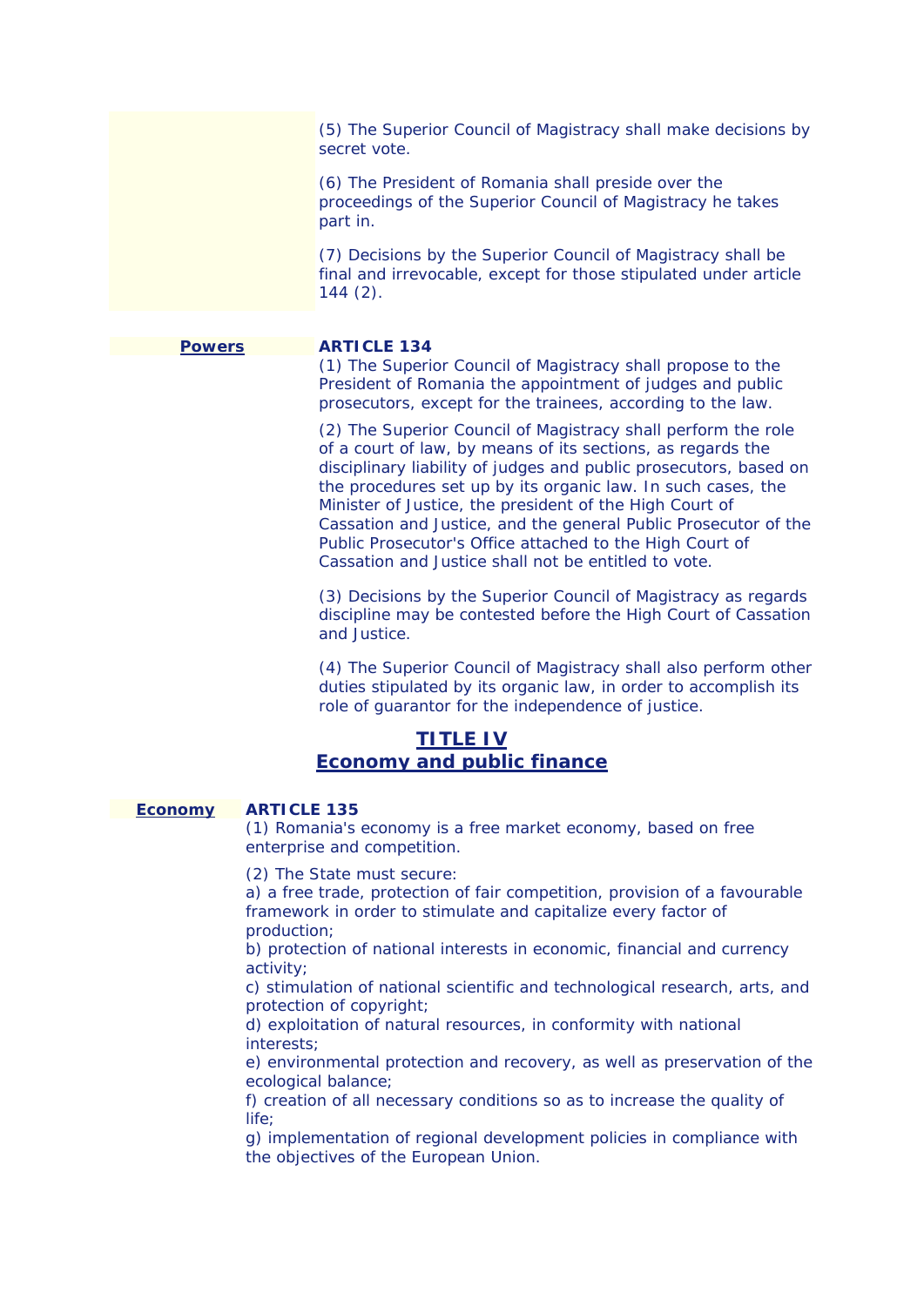(5) The Superior Council of Magistracy shall make decisions by secret vote.

(6) The President of Romania shall preside over the proceedings of the Superior Council of Magistracy he takes part in.

(7) Decisions by the Superior Council of Magistracy shall be final and irrevocable, except for those stipulated under article 144 (2).

**Powers**

**ARTICLE 134**

(1) The Superior Council of Magistracy shall propose to the President of Romania the appointment of judges and public prosecutors, except for the trainees, according to the law.

(2) The Superior Council of Magistracy shall perform the role of a court of law, by means of its sections, as regards the disciplinary liability of judges and public prosecutors, based on the procedures set up by its organic law. In such cases, the Minister of Justice, the president of the High Court of Cassation and Justice, and the general Public Prosecutor of the Public Prosecutor's Office attached to the High Court of Cassation and Justice shall not be entitled to vote.

(3) Decisions by the Superior Council of Magistracy as regards discipline may be contested before the High Court of Cassation and Justice.

(4) The Superior Council of Magistracy shall also perform other duties stipulated by its organic law, in order to accomplish its role of guarantor for the independence of justice.

## TITLE IV
## Economy and public finance

**Economy**

**ARTICLE 135**

(1) Romania's economy is a free market economy, based on free enterprise and competition.

(2) The State must secure:
a) a free trade, protection of fair competition, provision of a favourable framework in order to stimulate and capitalize every factor of production;
b) protection of national interests in economic, financial and currency activity;
c) stimulation of national scientific and technological research, arts, and protection of copyright;
d) exploitation of natural resources, in conformity with national interests;
e) environmental protection and recovery, as well as preservation of the ecological balance;
f) creation of all necessary conditions so as to increase the quality of life;
g) implementation of regional development policies in compliance with the objectives of the European Union.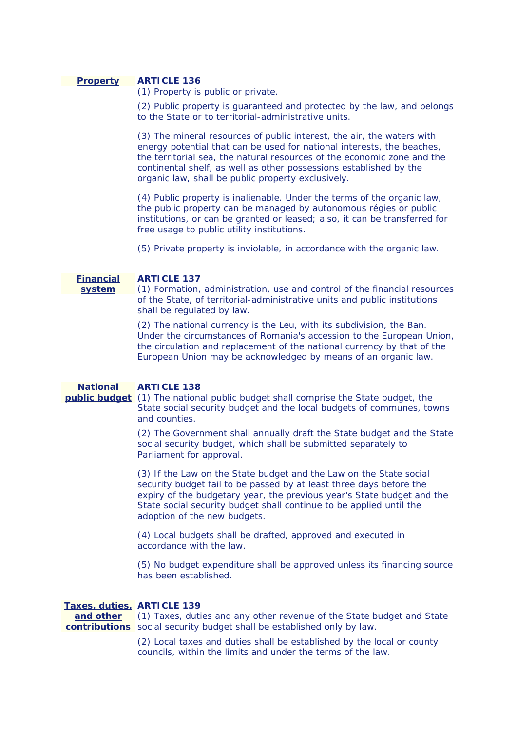**Property**

### ARTICLE 136

(1) Property is public or private.

(2) Public property is guaranteed and protected by the law, and belongs to the State or to territorial-administrative units.

(3) The mineral resources of public interest, the air, the waters with energy potential that can be used for national interests, the beaches, the territorial sea, the natural resources of the economic zone and the continental shelf, as well as other possessions established by the organic law, shall be public property exclusively.

(4) Public property is inalienable. Under the terms of the organic law, the public property can be managed by autonomous régies or public institutions, or can be granted or leased; also, it can be transferred for free usage to public utility institutions.

(5) Private property is inviolable, in accordance with the organic law.

**Financial system**

### ARTICLE 137

(1) Formation, administration, use and control of the financial resources of the State, of territorial-administrative units and public institutions shall be regulated by law.

(2) The national currency is the Leu, with its subdivision, the Ban. Under the circumstances of Romania's accession to the European Union, the circulation and replacement of the national currency by that of the European Union may be acknowledged by means of an organic law.

**National public budget**

### ARTICLE 138

(1) The national public budget shall comprise the State budget, the State social security budget and the local budgets of communes, towns and counties.

(2) The Government shall annually draft the State budget and the State social security budget, which shall be submitted separately to Parliament for approval.

(3) If the Law on the State budget and the Law on the State social security budget fail to be passed by at least three days before the expiry of the budgetary year, the previous year's State budget and the State social security budget shall continue to be applied until the adoption of the new budgets.

(4) Local budgets shall be drafted, approved and executed in accordance with the law.

(5) No budget expenditure shall be approved unless its financing source has been established.

**Taxes, duties, and other contributions**

### ARTICLE 139

(1) Taxes, duties and any other revenue of the State budget and State social security budget shall be established only by law.

(2) Local taxes and duties shall be established by the local or county councils, within the limits and under the terms of the law.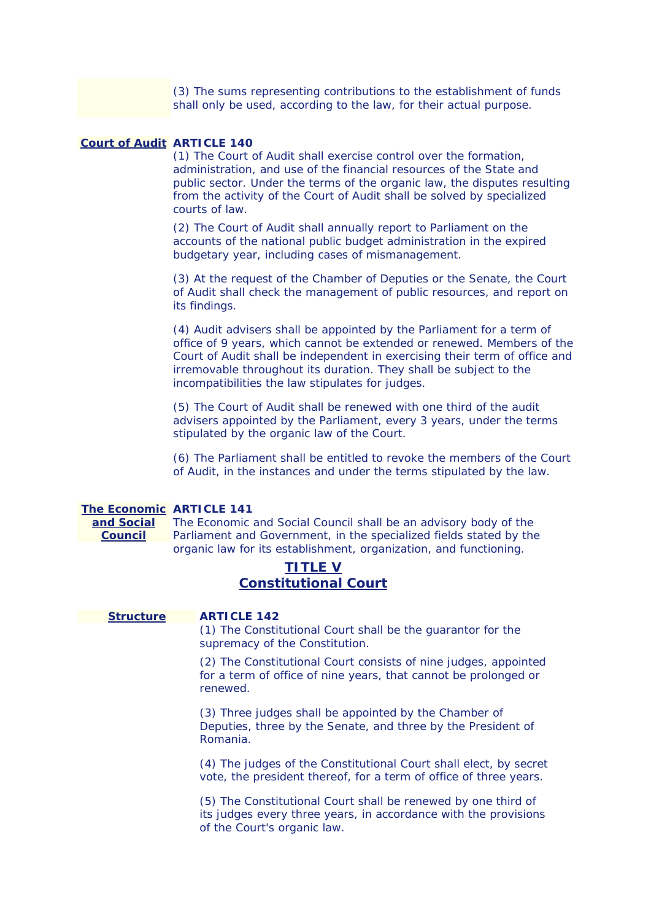(3) The sums representing contributions to the establishment of funds shall only be used, according to the law, for their actual purpose.

**Court of Audit**

**ARTICLE 140**

(1) The Court of Audit shall exercise control over the formation, administration, and use of the financial resources of the State and public sector. Under the terms of the organic law, the disputes resulting from the activity of the Court of Audit shall be solved by specialized courts of law.

(2) The Court of Audit shall annually report to Parliament on the accounts of the national public budget administration in the expired budgetary year, including cases of mismanagement.

(3) At the request of the Chamber of Deputies or the Senate, the Court of Audit shall check the management of public resources, and report on its findings.

(4) Audit advisers shall be appointed by the Parliament for a term of office of 9 years, which cannot be extended or renewed. Members of the Court of Audit shall be independent in exercising their term of office and irremovable throughout its duration. They shall be subject to the incompatibilities the law stipulates for judges.

(5) The Court of Audit shall be renewed with one third of the audit advisers appointed by the Parliament, every 3 years, under the terms stipulated by the organic law of the Court.

(6) The Parliament shall be entitled to revoke the members of the Court of Audit, in the instances and under the terms stipulated by the law.

**The Economic and Social Council**

**ARTICLE 141**

The Economic and Social Council shall be an advisory body of the Parliament and Government, in the specialized fields stated by the organic law for its establishment, organization, and functioning.

## TITLE V
## Constitutional Court

**Structure**

**ARTICLE 142**

(1) The Constitutional Court shall be the guarantor for the supremacy of the Constitution.

(2) The Constitutional Court consists of nine judges, appointed for a term of office of nine years, that cannot be prolonged or renewed.

(3) Three judges shall be appointed by the Chamber of Deputies, three by the Senate, and three by the President of Romania.

(4) The judges of the Constitutional Court shall elect, by secret vote, the president thereof, for a term of office of three years.

(5) The Constitutional Court shall be renewed by one third of its judges every three years, in accordance with the provisions of the Court's organic law.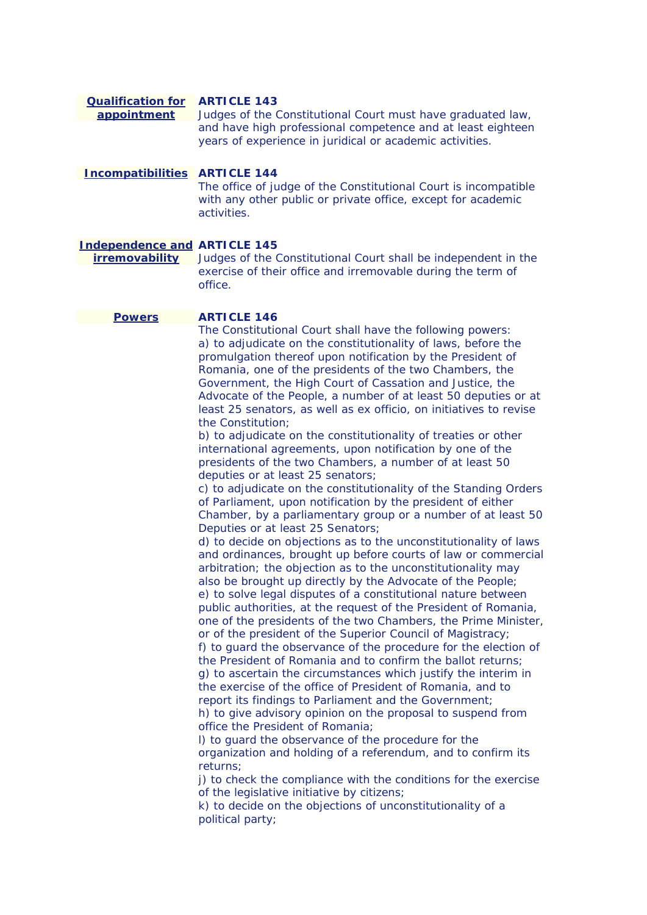**Qualification for appointment**

**ARTICLE 143**

Judges of the Constitutional Court must have graduated law, and have high professional competence and at least eighteen years of experience in juridical or academic activities.

**Incompatibilities**

**ARTICLE 144**

The office of judge of the Constitutional Court is incompatible with any other public or private office, except for academic activities.

**Independence and irremovability**

**ARTICLE 145**

Judges of the Constitutional Court shall be independent in the exercise of their office and irremovable during the term of office.

**Powers**

**ARTICLE 146**

The Constitutional Court shall have the following powers:

a) to adjudicate on the constitutionality of laws, before the promulgation thereof upon notification by the President of Romania, one of the presidents of the two Chambers, the Government, the High Court of Cassation and Justice, the Advocate of the People, a number of at least 50 deputies or at least 25 senators, as well as ex officio, on initiatives to revise the Constitution;

b) to adjudicate on the constitutionality of treaties or other international agreements, upon notification by one of the presidents of the two Chambers, a number of at least 50 deputies or at least 25 senators;

c) to adjudicate on the constitutionality of the Standing Orders of Parliament, upon notification by the president of either Chamber, by a parliamentary group or a number of at least 50 Deputies or at least 25 Senators;

d) to decide on objections as to the unconstitutionality of laws and ordinances, brought up before courts of law or commercial arbitration; the objection as to the unconstitutionality may also be brought up directly by the Advocate of the People;

e) to solve legal disputes of a constitutional nature between public authorities, at the request of the President of Romania, one of the presidents of the two Chambers, the Prime Minister, or of the president of the Superior Council of Magistracy;

f) to guard the observance of the procedure for the election of the President of Romania and to confirm the ballot returns;

g) to ascertain the circumstances which justify the interim in the exercise of the office of President of Romania, and to report its findings to Parliament and the Government;

h) to give advisory opinion on the proposal to suspend from office the President of Romania;

l) to guard the observance of the procedure for the organization and holding of a referendum, and to confirm its returns;

j) to check the compliance with the conditions for the exercise of the legislative initiative by citizens;

k) to decide on the objections of unconstitutionality of a political party;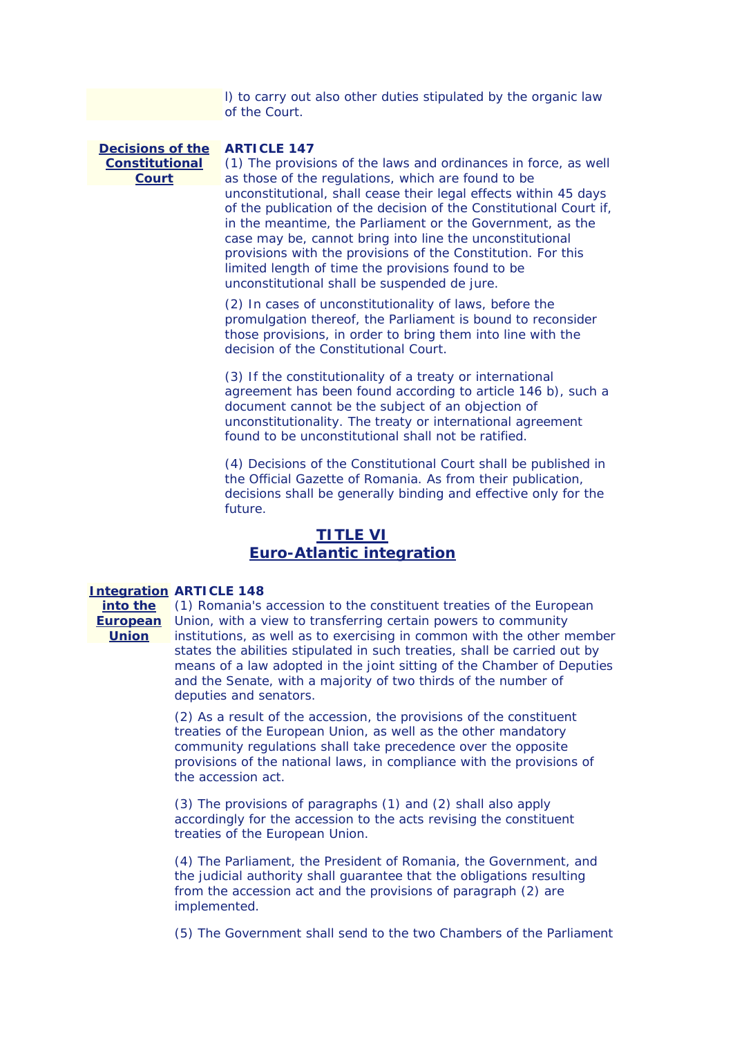l) to carry out also other duties stipulated by the organic law of the Court.

**Decisions of the Constitutional Court**

**ARTICLE 147**

(1) The provisions of the laws and ordinances in force, as well as those of the regulations, which are found to be unconstitutional, shall cease their legal effects within 45 days of the publication of the decision of the Constitutional Court if, in the meantime, the Parliament or the Government, as the case may be, cannot bring into line the unconstitutional provisions with the provisions of the Constitution. For this limited length of time the provisions found to be unconstitutional shall be suspended de jure.

(2) In cases of unconstitutionality of laws, before the promulgation thereof, the Parliament is bound to reconsider those provisions, in order to bring them into line with the decision of the Constitutional Court.

(3) If the constitutionality of a treaty or international agreement has been found according to article 146 b), such a document cannot be the subject of an objection of unconstitutionality. The treaty or international agreement found to be unconstitutional shall not be ratified.

(4) Decisions of the Constitutional Court shall be published in the Official Gazette of Romania. As from their publication, decisions shall be generally binding and effective only for the future.

## TITLE VI
## Euro-Atlantic integration

**Integration into the European Union**

**ARTICLE 148**

(1) Romania's accession to the constituent treaties of the European Union, with a view to transferring certain powers to community institutions, as well as to exercising in common with the other member states the abilities stipulated in such treaties, shall be carried out by means of a law adopted in the joint sitting of the Chamber of Deputies and the Senate, with a majority of two thirds of the number of deputies and senators.

(2) As a result of the accession, the provisions of the constituent treaties of the European Union, as well as the other mandatory community regulations shall take precedence over the opposite provisions of the national laws, in compliance with the provisions of the accession act.

(3) The provisions of paragraphs (1) and (2) shall also apply accordingly for the accession to the acts revising the constituent treaties of the European Union.

(4) The Parliament, the President of Romania, the Government, and the judicial authority shall guarantee that the obligations resulting from the accession act and the provisions of paragraph (2) are implemented.

(5) The Government shall send to the two Chambers of the Parliament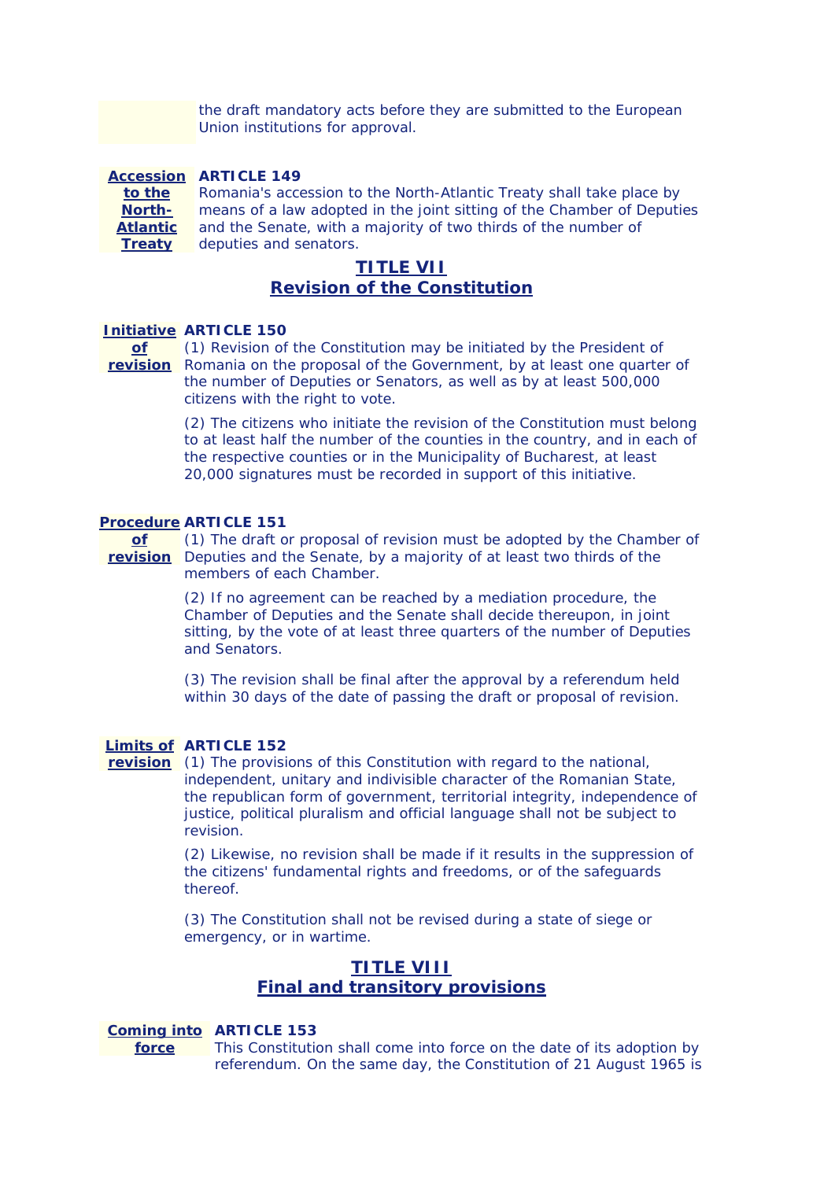the draft mandatory acts before they are submitted to the European Union institutions for approval.

**Accession to the North-Atlantic Treaty**

**ARTICLE 149**

Romania's accession to the North-Atlantic Treaty shall take place by means of a law adopted in the joint sitting of the Chamber of Deputies and the Senate, with a majority of two thirds of the number of deputies and senators.

## TITLE VII
## Revision of the Constitution

**Initiative of revision**

**ARTICLE 150**

(1) Revision of the Constitution may be initiated by the President of Romania on the proposal of the Government, by at least one quarter of the number of Deputies or Senators, as well as by at least 500,000 citizens with the right to vote.

(2) The citizens who initiate the revision of the Constitution must belong to at least half the number of the counties in the country, and in each of the respective counties or in the Municipality of Bucharest, at least 20,000 signatures must be recorded in support of this initiative.

**Procedure of revision**

**ARTICLE 151**

(1) The draft or proposal of revision must be adopted by the Chamber of Deputies and the Senate, by a majority of at least two thirds of the members of each Chamber.

(2) If no agreement can be reached by a mediation procedure, the Chamber of Deputies and the Senate shall decide thereupon, in joint sitting, by the vote of at least three quarters of the number of Deputies and Senators.

(3) The revision shall be final after the approval by a referendum held within 30 days of the date of passing the draft or proposal of revision.

**Limits of revision**

**ARTICLE 152**

(1) The provisions of this Constitution with regard to the national, independent, unitary and indivisible character of the Romanian State, the republican form of government, territorial integrity, independence of justice, political pluralism and official language shall not be subject to revision.

(2) Likewise, no revision shall be made if it results in the suppression of the citizens' fundamental rights and freedoms, or of the safeguards thereof.

(3) The Constitution shall not be revised during a state of siege or emergency, or in wartime.

## TITLE VIII
## Final and transitory provisions

**Coming into force**

**ARTICLE 153**

This Constitution shall come into force on the date of its adoption by referendum. On the same day, the Constitution of 21 August 1965 is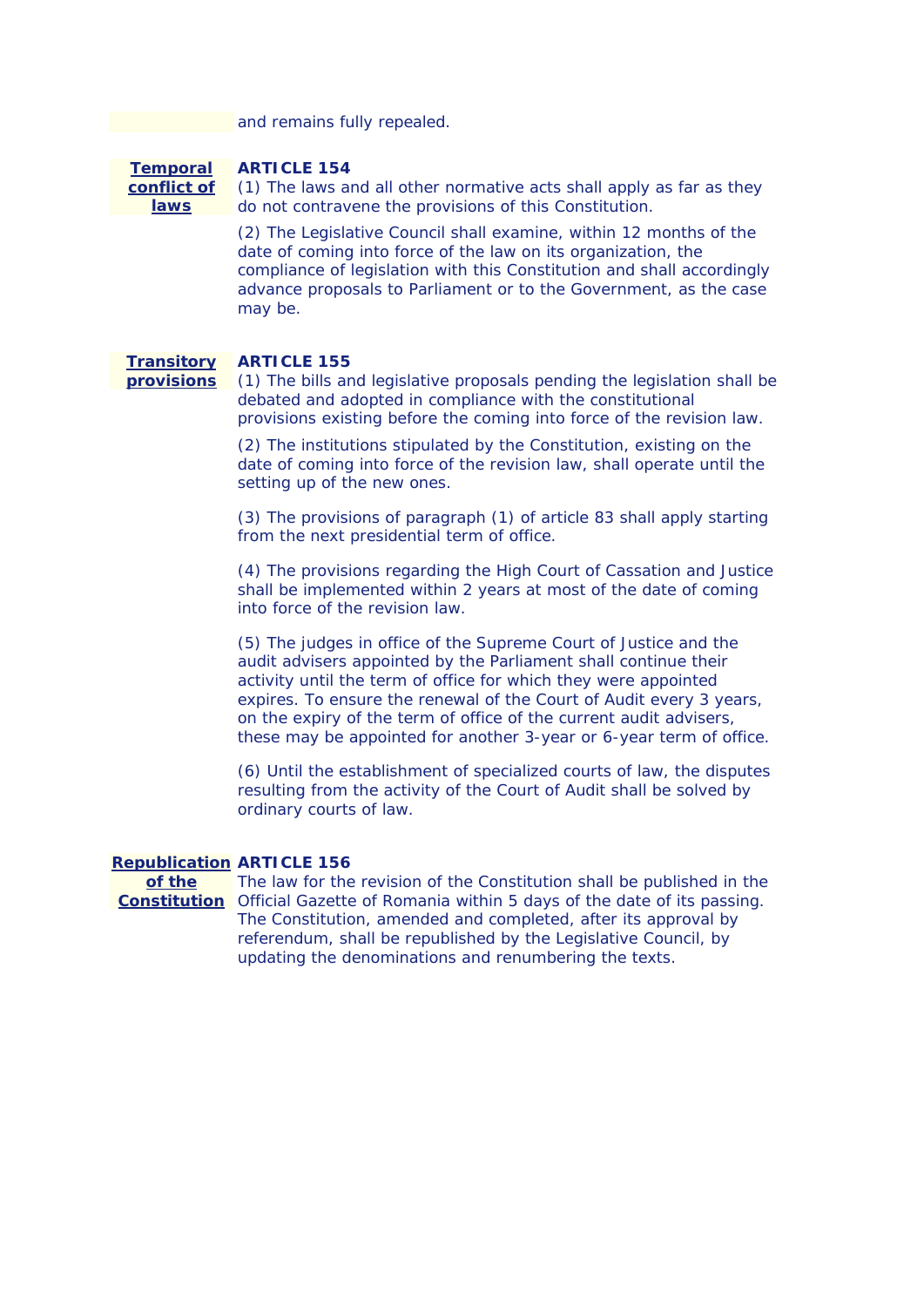and remains fully repealed.

**Temporal conflict of laws**

**ARTICLE 154**

(1) The laws and all other normative acts shall apply as far as they do not contravene the provisions of this Constitution.

(2) The Legislative Council shall examine, within 12 months of the date of coming into force of the law on its organization, the compliance of legislation with this Constitution and shall accordingly advance proposals to Parliament or to the Government, as the case may be.

**Transitory provisions**

**ARTICLE 155**

(1) The bills and legislative proposals pending the legislation shall be debated and adopted in compliance with the constitutional provisions existing before the coming into force of the revision law.

(2) The institutions stipulated by the Constitution, existing on the date of coming into force of the revision law, shall operate until the setting up of the new ones.

(3) The provisions of paragraph (1) of article 83 shall apply starting from the next presidential term of office.

(4) The provisions regarding the High Court of Cassation and Justice shall be implemented within 2 years at most of the date of coming into force of the revision law.

(5) The judges in office of the Supreme Court of Justice and the audit advisers appointed by the Parliament shall continue their activity until the term of office for which they were appointed expires. To ensure the renewal of the Court of Audit every 3 years, on the expiry of the term of office of the current audit advisers, these may be appointed for another 3-year or 6-year term of office.

(6) Until the establishment of specialized courts of law, the disputes resulting from the activity of the Court of Audit shall be solved by ordinary courts of law.

**Republication of the Constitution**

**ARTICLE 156**

The law for the revision of the Constitution shall be published in the Official Gazette of Romania within 5 days of the date of its passing. The Constitution, amended and completed, after its approval by referendum, shall be republished by the Legislative Council, by updating the denominations and renumbering the texts.